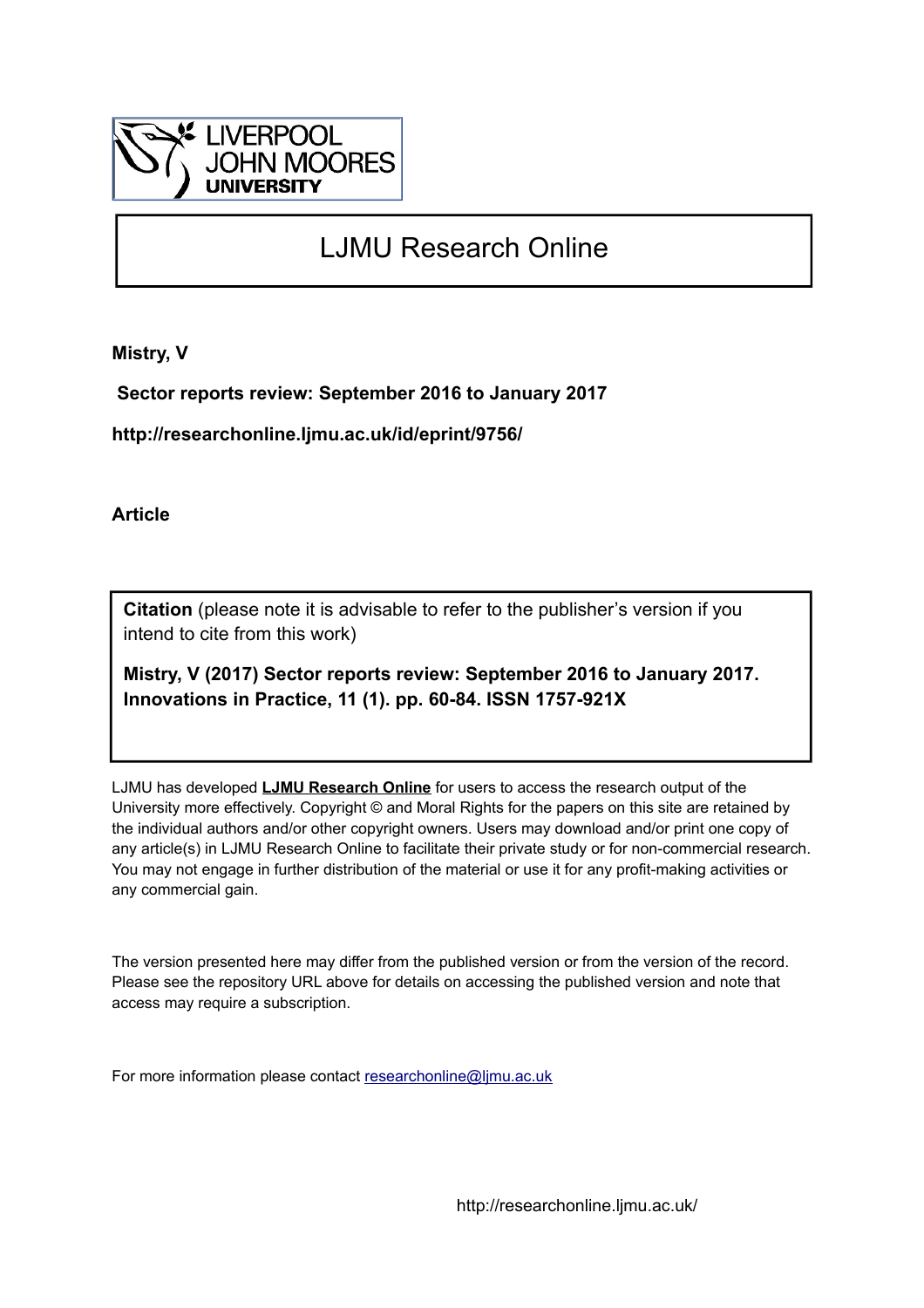LIVERPOOL JOHN MOORES UNIVERSITY

# LJMU Research Online

**Mistry, V**

**Sector reports review: September 2016 to January 2017**

**http://researchonline.ljmu.ac.uk/id/eprint/9756/**

**Article**

**Citation** (please note it is advisable to refer to the publisher's version if you intend to cite from this work)

**Mistry, V (2017) Sector reports review: September 2016 to January 2017. Innovations in Practice, 11 (1). pp. 60-84. ISSN 1757-921X**

LJMU has developed **LJMU Research Online** for users to access the research output of the University more effectively. Copyright © and Moral Rights for the papers on this site are retained by the individual authors and/or other copyright owners. Users may download and/or print one copy of any article(s) in LJMU Research Online to facilitate their private study or for non-commercial research. You may not engage in further distribution of the material or use it for any profit-making activities or any commercial gain.

The version presented here may differ from the published version or from the version of the record. Please see the repository URL above for details on accessing the published version and note that access may require a subscription.

For more information please contact researchonline@ljmu.ac.uk

http://researchonline.ljmu.ac.uk/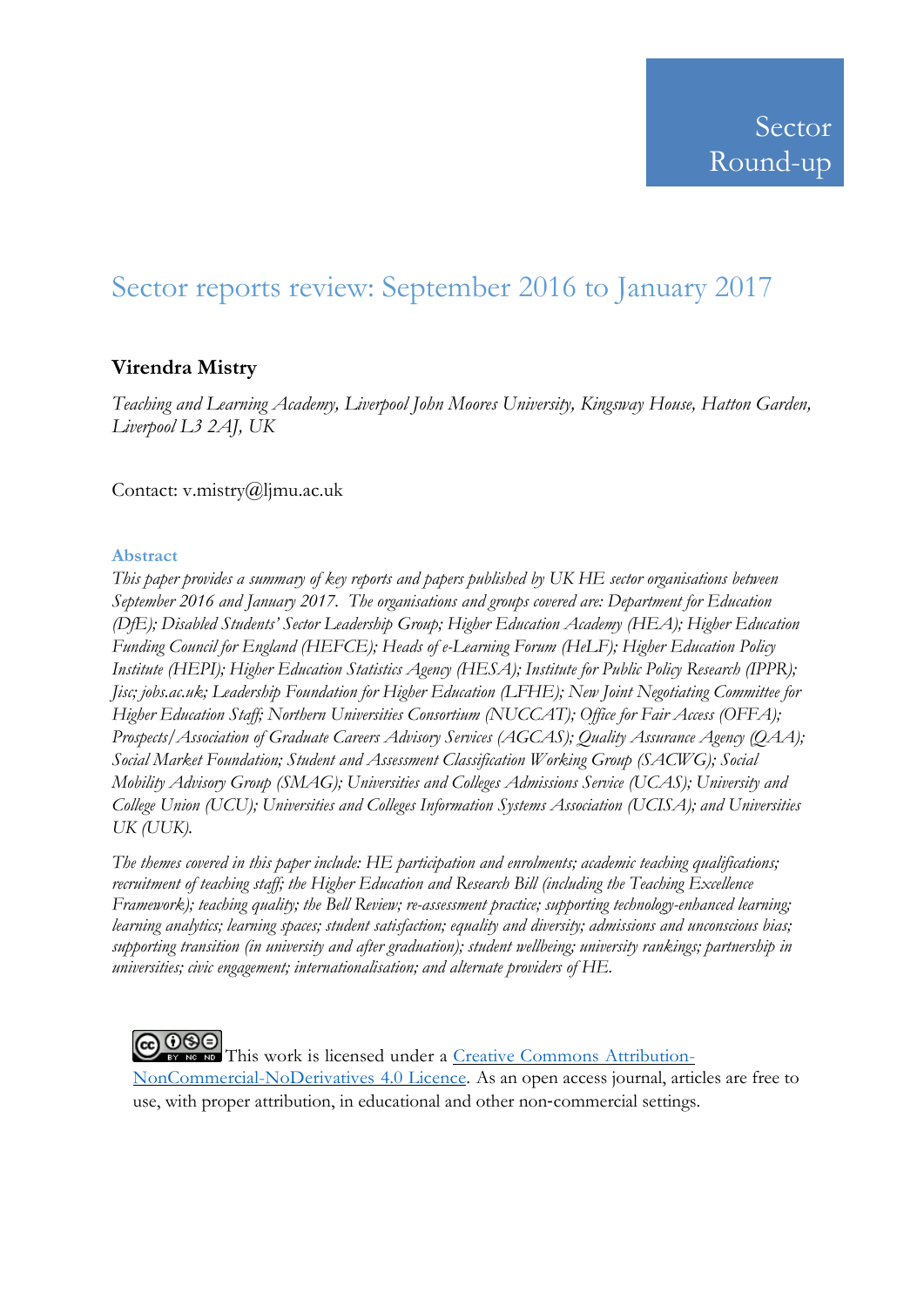Sector Round-up

# Sector reports review: September 2016 to January 2017

**Virendra Mistry**

*Teaching and Learning Academy, Liverpool John Moores University, Kingsway House, Hatton Garden, Liverpool L3 2AJ, UK*

Contact: v.mistry@ljmu.ac.uk

## Abstract

*This paper provides a summary of key reports and papers published by UK HE sector organisations between September 2016 and January 2017. The organisations and groups covered are: Department for Education (DfE); Disabled Students' Sector Leadership Group; Higher Education Academy (HEA); Higher Education Funding Council for England (HEFCE); Heads of e-Learning Forum (HeLF); Higher Education Policy Institute (HEPI); Higher Education Statistics Agency (HESA); Institute for Public Policy Research (IPPR); Jisc; jobs.ac.uk; Leadership Foundation for Higher Education (LFHE); New Joint Negotiating Committee for Higher Education Staff; Northern Universities Consortium (NUCCAT); Office for Fair Access (OFFA); Prospects/Association of Graduate Careers Advisory Services (AGCAS); Quality Assurance Agency (QAA); Social Market Foundation; Student and Assessment Classification Working Group (SACWG); Social Mobility Advisory Group (SMAG); Universities and Colleges Admissions Service (UCAS); University and College Union (UCU); Universities and Colleges Information Systems Association (UCISA); and Universities UK (UUK).*

*The themes covered in this paper include: HE participation and enrolments; academic teaching qualifications; recruitment of teaching staff; the Higher Education and Research Bill (including the Teaching Excellence Framework); teaching quality; the Bell Review; re-assessment practice; supporting technology-enhanced learning; learning analytics; learning spaces; student satisfaction; equality and diversity; admissions and unconscious bias; supporting transition (in university and after graduation); student wellbeing; university rankings; partnership in universities; civic engagement; internationalisation; and alternate providers of HE.*

This work is licensed under a [Creative Commons Attribution-NonCommercial-NoDerivatives 4.0 Licence](). As an open access journal, articles are free to use, with proper attribution, in educational and other non-commercial settings.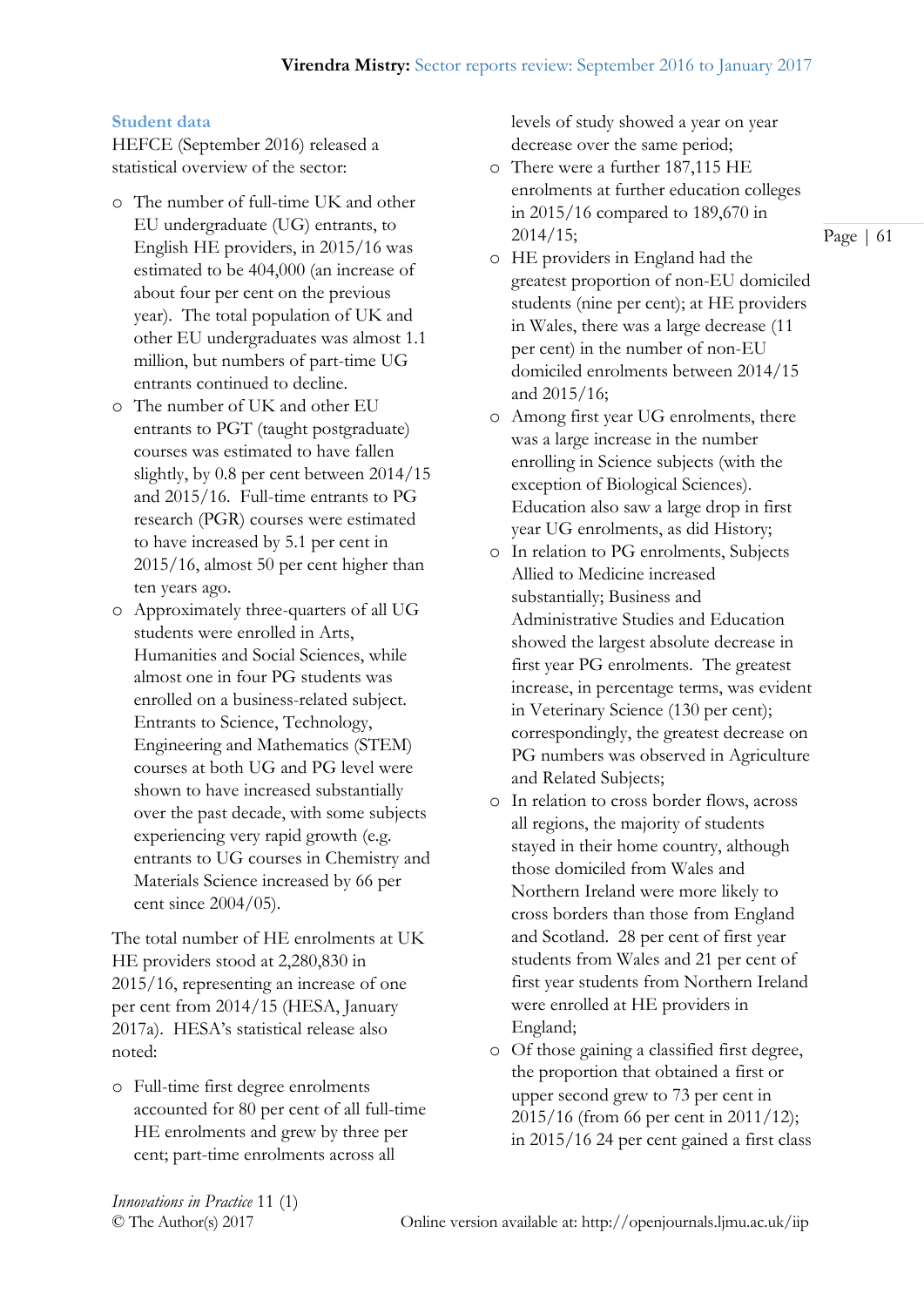### Student data

HEFCE (September 2016) released a statistical overview of the sector:

- The number of full-time UK and other EU undergraduate (UG) entrants, to English HE providers, in 2015/16 was estimated to be 404,000 (an increase of about four per cent on the previous year). The total population of UK and other EU undergraduates was almost 1.1 million, but numbers of part-time UG entrants continued to decline.
- The number of UK and other EU entrants to PGT (taught postgraduate) courses was estimated to have fallen slightly, by 0.8 per cent between 2014/15 and 2015/16. Full-time entrants to PG research (PGR) courses were estimated to have increased by 5.1 per cent in 2015/16, almost 50 per cent higher than ten years ago.
- Approximately three-quarters of all UG students were enrolled in Arts, Humanities and Social Sciences, while almost one in four PG students was enrolled on a business-related subject. Entrants to Science, Technology, Engineering and Mathematics (STEM) courses at both UG and PG level were shown to have increased substantially over the past decade, with some subjects experiencing very rapid growth (e.g. entrants to UG courses in Chemistry and Materials Science increased by 66 per cent since 2004/05).

The total number of HE enrolments at UK HE providers stood at 2,280,830 in 2015/16, representing an increase of one per cent from 2014/15 (HESA, January 2017a). HESA's statistical release also noted:

- Full-time first degree enrolments accounted for 80 per cent of all full-time HE enrolments and grew by three per cent; part-time enrolments across all levels of study showed a year on year decrease over the same period;
- There were a further 187,115 HE enrolments at further education colleges in 2015/16 compared to 189,670 in 2014/15;
- HE providers in England had the greatest proportion of non-EU domiciled students (nine per cent); at HE providers in Wales, there was a large decrease (11 per cent) in the number of non-EU domiciled enrolments between 2014/15 and 2015/16;
- Among first year UG enrolments, there was a large increase in the number enrolling in Science subjects (with the exception of Biological Sciences). Education also saw a large drop in first year UG enrolments, as did History;
- In relation to PG enrolments, Subjects Allied to Medicine increased substantially; Business and Administrative Studies and Education showed the largest absolute decrease in first year PG enrolments. The greatest increase, in percentage terms, was evident in Veterinary Science (130 per cent); correspondingly, the greatest decrease on PG numbers was observed in Agriculture and Related Subjects;
- In relation to cross border flows, across all regions, the majority of students stayed in their home country, although those domiciled from Wales and Northern Ireland were more likely to cross borders than those from England and Scotland. 28 per cent of first year students from Wales and 21 per cent of first year students from Northern Ireland were enrolled at HE providers in England;
- Of those gaining a classified first degree, the proportion that obtained a first or upper second grew to 73 per cent in 2015/16 (from 66 per cent in 2011/12); in 2015/16 24 per cent gained a first class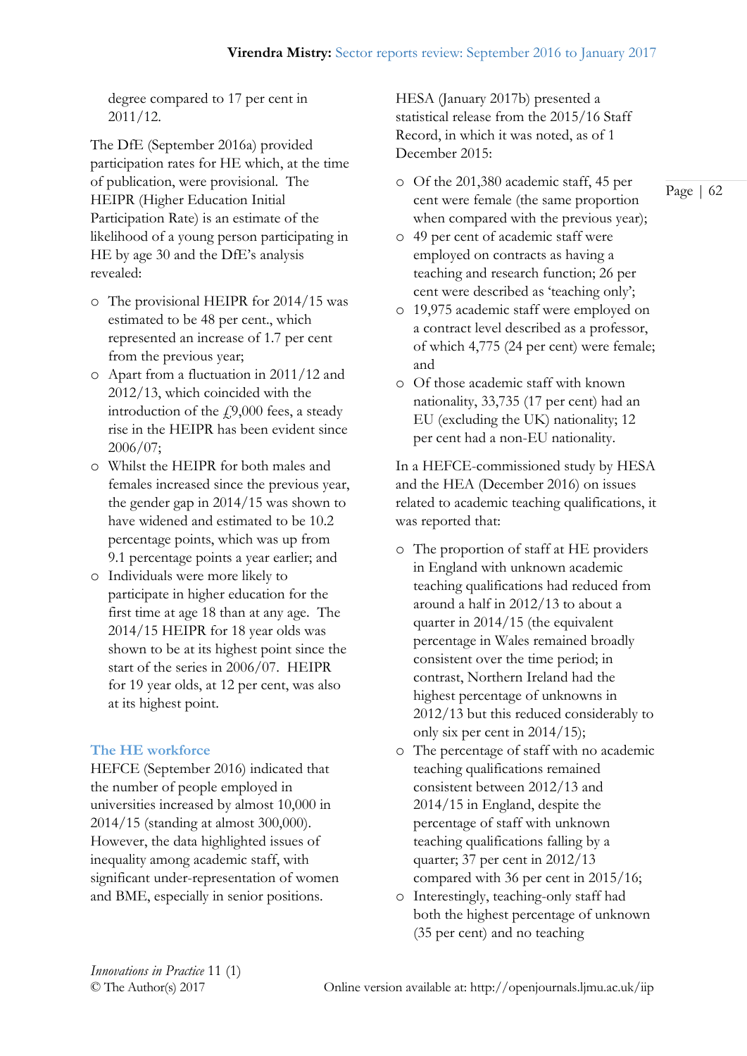degree compared to 17 per cent in 2011/12.

The DfE (September 2016a) provided participation rates for HE which, at the time of publication, were provisional. The HEIPR (Higher Education Initial Participation Rate) is an estimate of the likelihood of a young person participating in HE by age 30 and the DfE's analysis revealed:

- The provisional HEIPR for 2014/15 was estimated to be 48 per cent., which represented an increase of 1.7 per cent from the previous year;
- Apart from a fluctuation in 2011/12 and 2012/13, which coincided with the introduction of the £9,000 fees, a steady rise in the HEIPR has been evident since 2006/07;
- Whilst the HEIPR for both males and females increased since the previous year, the gender gap in 2014/15 was shown to have widened and estimated to be 10.2 percentage points, which was up from 9.1 percentage points a year earlier; and
- Individuals were more likely to participate in higher education for the first time at age 18 than at any age. The 2014/15 HEIPR for 18 year olds was shown to be at its highest point since the start of the series in 2006/07. HEIPR for 19 year olds, at 12 per cent, was also at its highest point.

## The HE workforce

HEFCE (September 2016) indicated that the number of people employed in universities increased by almost 10,000 in 2014/15 (standing at almost 300,000). However, the data highlighted issues of inequality among academic staff, with significant under-representation of women and BME, especially in senior positions.

HESA (January 2017b) presented a statistical release from the 2015/16 Staff Record, in which it was noted, as of 1 December 2015:

- Of the 201,380 academic staff, 45 per cent were female (the same proportion when compared with the previous year);
- 49 per cent of academic staff were employed on contracts as having a teaching and research function; 26 per cent were described as 'teaching only';
- 19,975 academic staff were employed on a contract level described as a professor, of which 4,775 (24 per cent) were female; and
- Of those academic staff with known nationality, 33,735 (17 per cent) had an EU (excluding the UK) nationality; 12 per cent had a non-EU nationality.

In a HEFCE-commissioned study by HESA and the HEA (December 2016) on issues related to academic teaching qualifications, it was reported that:

- The proportion of staff at HE providers in England with unknown academic teaching qualifications had reduced from around a half in 2012/13 to about a quarter in 2014/15 (the equivalent percentage in Wales remained broadly consistent over the time period; in contrast, Northern Ireland had the highest percentage of unknowns in 2012/13 but this reduced considerably to only six per cent in 2014/15);
- The percentage of staff with no academic teaching qualifications remained consistent between 2012/13 and 2014/15 in England, despite the percentage of staff with unknown teaching qualifications falling by a quarter; 37 per cent in 2012/13 compared with 36 per cent in 2015/16;
- Interestingly, teaching-only staff had both the highest percentage of unknown (35 per cent) and no teaching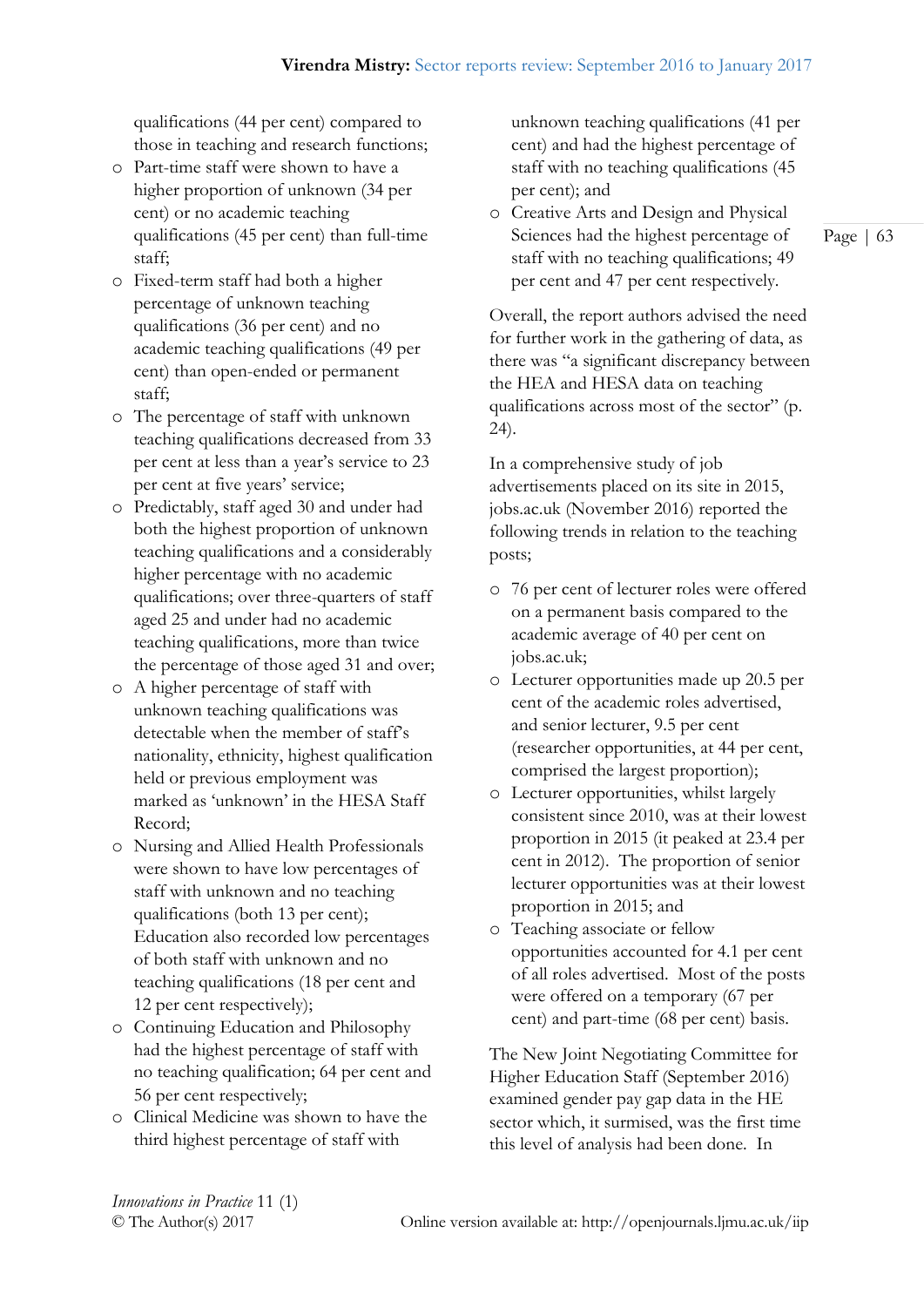qualifications (44 per cent) compared to those in teaching and research functions;

- Part-time staff were shown to have a higher proportion of unknown (34 per cent) or no academic teaching qualifications (45 per cent) than full-time staff;
- Fixed-term staff had both a higher percentage of unknown teaching qualifications (36 per cent) and no academic teaching qualifications (49 per cent) than open-ended or permanent staff;
- The percentage of staff with unknown teaching qualifications decreased from 33 per cent at less than a year's service to 23 per cent at five years' service;
- Predictably, staff aged 30 and under had both the highest proportion of unknown teaching qualifications and a considerably higher percentage with no academic qualifications; over three-quarters of staff aged 25 and under had no academic teaching qualifications, more than twice the percentage of those aged 31 and over;
- A higher percentage of staff with unknown teaching qualifications was detectable when the member of staff's nationality, ethnicity, highest qualification held or previous employment was marked as 'unknown' in the HESA Staff Record;
- Nursing and Allied Health Professionals were shown to have low percentages of staff with unknown and no teaching qualifications (both 13 per cent); Education also recorded low percentages of both staff with unknown and no teaching qualifications (18 per cent and 12 per cent respectively);
- Continuing Education and Philosophy had the highest percentage of staff with no teaching qualification; 64 per cent and 56 per cent respectively;
- Clinical Medicine was shown to have the third highest percentage of staff with unknown teaching qualifications (41 per cent) and had the highest percentage of staff with no teaching qualifications (45 per cent); and
- Creative Arts and Design and Physical Sciences had the highest percentage of staff with no teaching qualifications; 49 per cent and 47 per cent respectively.

Overall, the report authors advised the need for further work in the gathering of data, as there was "a significant discrepancy between the HEA and HESA data on teaching qualifications across most of the sector" (p. 24).

In a comprehensive study of job advertisements placed on its site in 2015, jobs.ac.uk (November 2016) reported the following trends in relation to the teaching posts;

- 76 per cent of lecturer roles were offered on a permanent basis compared to the academic average of 40 per cent on jobs.ac.uk;
- Lecturer opportunities made up 20.5 per cent of the academic roles advertised, and senior lecturer, 9.5 per cent (researcher opportunities, at 44 per cent, comprised the largest proportion);
- Lecturer opportunities, whilst largely consistent since 2010, was at their lowest proportion in 2015 (it peaked at 23.4 per cent in 2012). The proportion of senior lecturer opportunities was at their lowest proportion in 2015; and
- Teaching associate or fellow opportunities accounted for 4.1 per cent of all roles advertised. Most of the posts were offered on a temporary (67 per cent) and part-time (68 per cent) basis.

The New Joint Negotiating Committee for Higher Education Staff (September 2016) examined gender pay gap data in the HE sector which, it surmised, was the first time this level of analysis had been done. In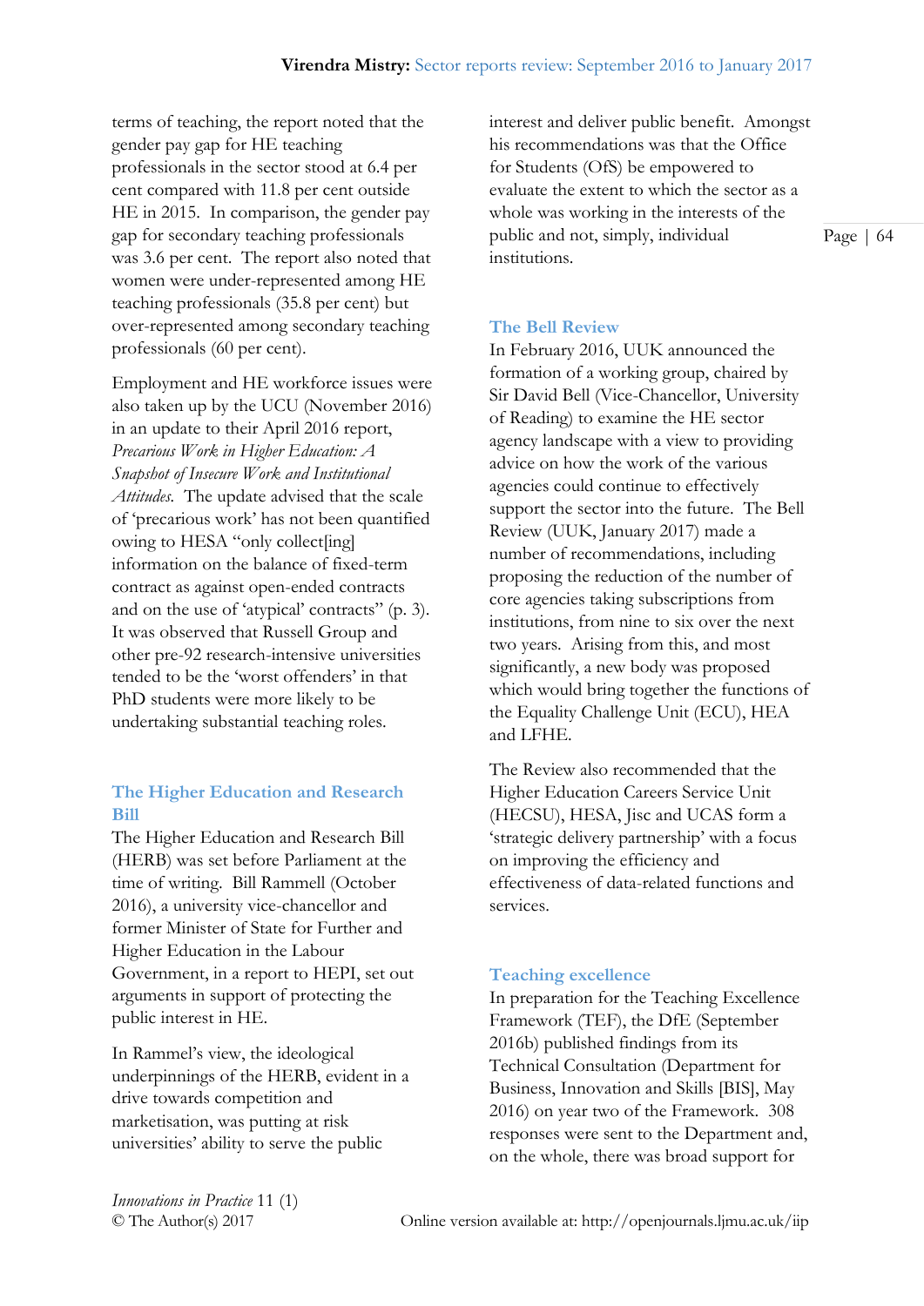terms of teaching, the report noted that the gender pay gap for HE teaching professionals in the sector stood at 6.4 per cent compared with 11.8 per cent outside HE in 2015. In comparison, the gender pay gap for secondary teaching professionals was 3.6 per cent. The report also noted that women were under-represented among HE teaching professionals (35.8 per cent) but over-represented among secondary teaching professionals (60 per cent).

Employment and HE workforce issues were also taken up by the UCU (November 2016) in an update to their April 2016 report, *Precarious Work in Higher Education: A Snapshot of Insecure Work and Institutional Attitudes*. The update advised that the scale of 'precarious work' has not been quantified owing to HESA "only collect[ing] information on the balance of fixed-term contract as against open-ended contracts and on the use of 'atypical' contracts" (p. 3). It was observed that Russell Group and other pre-92 research-intensive universities tended to be the 'worst offenders' in that PhD students were more likely to be undertaking substantial teaching roles.

## The Higher Education and Research Bill

The Higher Education and Research Bill (HERB) was set before Parliament at the time of writing. Bill Rammell (October 2016), a university vice-chancellor and former Minister of State for Further and Higher Education in the Labour Government, in a report to HEPI, set out arguments in support of protecting the public interest in HE.

In Rammel's view, the ideological underpinnings of the HERB, evident in a drive towards competition and marketisation, was putting at risk universities' ability to serve the public interest and deliver public benefit. Amongst his recommendations was that the Office for Students (OfS) be empowered to evaluate the extent to which the sector as a whole was working in the interests of the public and not, simply, individual institutions.

## The Bell Review

In February 2016, UUK announced the formation of a working group, chaired by Sir David Bell (Vice-Chancellor, University of Reading) to examine the HE sector agency landscape with a view to providing advice on how the work of the various agencies could continue to effectively support the sector into the future. The Bell Review (UUK, January 2017) made a number of recommendations, including proposing the reduction of the number of core agencies taking subscriptions from institutions, from nine to six over the next two years. Arising from this, and most significantly, a new body was proposed which would bring together the functions of the Equality Challenge Unit (ECU), HEA and LFHE.

The Review also recommended that the Higher Education Careers Service Unit (HECSU), HESA, Jisc and UCAS form a 'strategic delivery partnership' with a focus on improving the efficiency and effectiveness of data-related functions and services.

## Teaching excellence

In preparation for the Teaching Excellence Framework (TEF), the DfE (September 2016b) published findings from its Technical Consultation (Department for Business, Innovation and Skills [BIS], May 2016) on year two of the Framework. 308 responses were sent to the Department and, on the whole, there was broad support for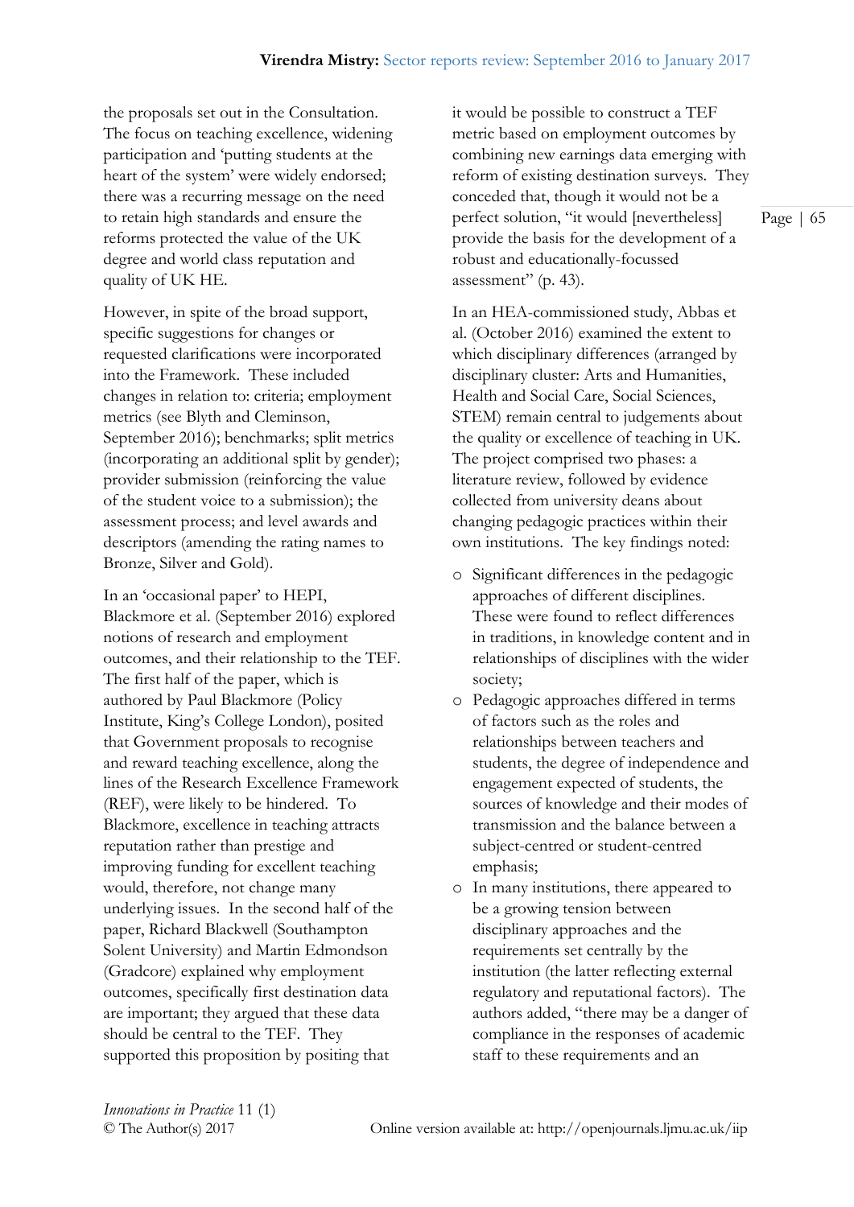the proposals set out in the Consultation. The focus on teaching excellence, widening participation and 'putting students at the heart of the system' were widely endorsed; there was a recurring message on the need to retain high standards and ensure the reforms protected the value of the UK degree and world class reputation and quality of UK HE.

However, in spite of the broad support, specific suggestions for changes or requested clarifications were incorporated into the Framework. These included changes in relation to: criteria; employment metrics (see Blyth and Cleminson, September 2016); benchmarks; split metrics (incorporating an additional split by gender); provider submission (reinforcing the value of the student voice to a submission); the assessment process; and level awards and descriptors (amending the rating names to Bronze, Silver and Gold).

In an 'occasional paper' to HEPI, Blackmore et al. (September 2016) explored notions of research and employment outcomes, and their relationship to the TEF. The first half of the paper, which is authored by Paul Blackmore (Policy Institute, King's College London), posited that Government proposals to recognise and reward teaching excellence, along the lines of the Research Excellence Framework (REF), were likely to be hindered. To Blackmore, excellence in teaching attracts reputation rather than prestige and improving funding for excellent teaching would, therefore, not change many underlying issues. In the second half of the paper, Richard Blackwell (Southampton Solent University) and Martin Edmondson (Gradcore) explained why employment outcomes, specifically first destination data are important; they argued that these data should be central to the TEF. They supported this proposition by positing that it would be possible to construct a TEF metric based on employment outcomes by combining new earnings data emerging with reform of existing destination surveys. They conceded that, though it would not be a perfect solution, "it would [nevertheless] provide the basis for the development of a robust and educationally-focussed assessment" (p. 43).

In an HEA-commissioned study, Abbas et al. (October 2016) examined the extent to which disciplinary differences (arranged by disciplinary cluster: Arts and Humanities, Health and Social Care, Social Sciences, STEM) remain central to judgements about the quality or excellence of teaching in UK. The project comprised two phases: a literature review, followed by evidence collected from university deans about changing pedagogic practices within their own institutions. The key findings noted:

- Significant differences in the pedagogic approaches of different disciplines. These were found to reflect differences in traditions, in knowledge content and in relationships of disciplines with the wider society;
- Pedagogic approaches differed in terms of factors such as the roles and relationships between teachers and students, the degree of independence and engagement expected of students, the sources of knowledge and their modes of transmission and the balance between a subject-centred or student-centred emphasis;
- In many institutions, there appeared to be a growing tension between disciplinary approaches and the requirements set centrally by the institution (the latter reflecting external regulatory and reputational factors). The authors added, "there may be a danger of compliance in the responses of academic staff to these requirements and an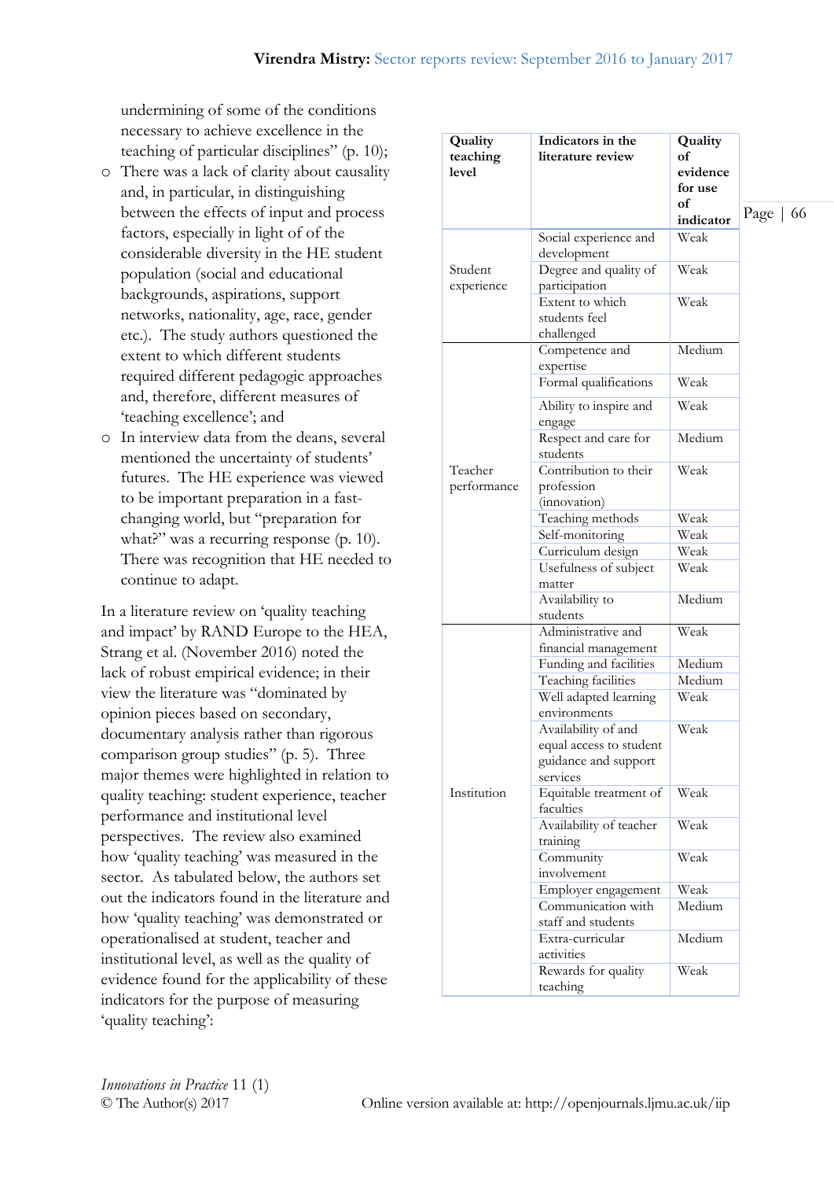undermining of some of the conditions necessary to achieve excellence in the teaching of particular disciplines" (p. 10);

- There was a lack of clarity about causality and, in particular, in distinguishing between the effects of input and process factors, especially in light of of the considerable diversity in the HE student population (social and educational backgrounds, aspirations, support networks, nationality, age, race, gender etc.). The study authors questioned the extent to which different students required different pedagogic approaches and, therefore, different measures of 'teaching excellence'; and
- In interview data from the deans, several mentioned the uncertainty of students' futures. The HE experience was viewed to be important preparation in a fast-changing world, but "preparation for what?" was a recurring response (p. 10). There was recognition that HE needed to continue to adapt.

In a literature review on 'quality teaching and impact' by RAND Europe to the HEA, Strang et al. (November 2016) noted the lack of robust empirical evidence; in their view the literature was "dominated by opinion pieces based on secondary, documentary analysis rather than rigorous comparison group studies" (p. 5). Three major themes were highlighted in relation to quality teaching: student experience, teacher performance and institutional level perspectives. The review also examined how 'quality teaching' was measured in the sector. As tabulated below, the authors set out the indicators found in the literature and how 'quality teaching' was demonstrated or operationalised at student, teacher and institutional level, as well as the quality of evidence found for the applicability of these indicators for the purpose of measuring 'quality teaching':

| Quality teaching level | Indicators in the literature review | Quality of evidence for use of indicator |
|---|---|---|
| Student experience | Social experience and development | Weak |
| | Degree and quality of participation | Weak |
| | Extent to which students feel challenged | Weak |
| Teacher performance | Competence and expertise | Medium |
| | Formal qualifications | Weak |
| | Ability to inspire and engage | Weak |
| | Respect and care for students | Medium |
| | Contribution to their profession (innovation) | Weak |
| | Teaching methods | Weak |
| | Self-monitoring | Weak |
| | Curriculum design | Weak |
| | Usefulness of subject matter | Weak |
| | Availability to students | Medium |
| Institution | Administrative and financial management | Weak |
| | Funding and facilities | Medium |
| | Teaching facilities | Medium |
| | Well adapted learning environments | Weak |
| | Availability of and equal access to student guidance and support services | Weak |
| | Equitable treatment of faculties | Weak |
| | Availability of teacher training | Weak |
| | Community involvement | Weak |
| | Employer engagement | Weak |
| | Communication with staff and students | Medium |
| | Extra-curricular activities | Medium |
| | Rewards for quality teaching | Weak |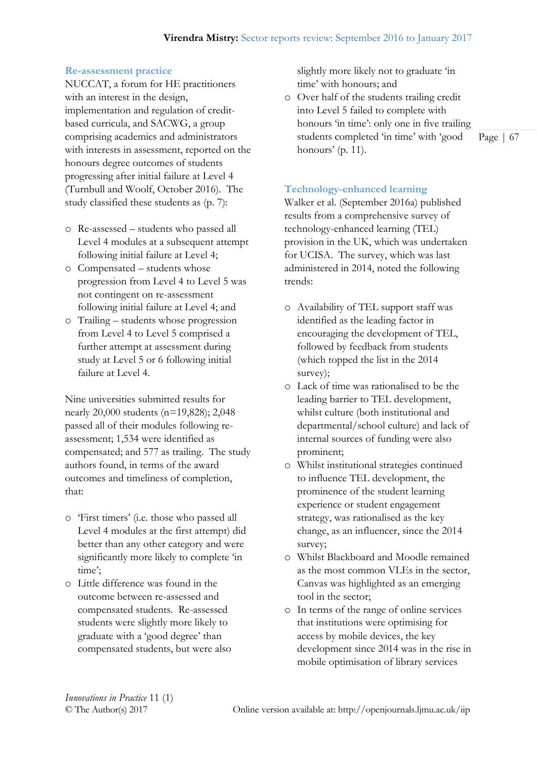## Re-assessment practice

NUCCAT, a forum for HE practitioners with an interest in the design, implementation and regulation of credit-based curricula, and SACWG, a group comprising academics and administrators with interests in assessment, reported on the honours degree outcomes of students progressing after initial failure at Level 4 (Turnbull and Woolf, October 2016). The study classified these students as (p. 7):

- Re-assessed – students who passed all Level 4 modules at a subsequent attempt following initial failure at Level 4;
- Compensated – students whose progression from Level 4 to Level 5 was not contingent on re-assessment following initial failure at Level 4; and
- Trailing – students whose progression from Level 4 to Level 5 comprised a further attempt at assessment during study at Level 5 or 6 following initial failure at Level 4.

Nine universities submitted results for nearly 20,000 students (n=19,828); 2,048 passed all of their modules following re-assessment; 1,534 were identified as compensated; and 577 as trailing. The study authors found, in terms of the award outcomes and timeliness of completion, that:

- 'First timers' (i.e. those who passed all Level 4 modules at the first attempt) did better than any other category and were significantly more likely to complete 'in time';
- Little difference was found in the outcome between re-assessed and compensated students. Re-assessed students were slightly more likely to graduate with a 'good degree' than compensated students, but were also slightly more likely not to graduate 'in time' with honours; and
- Over half of the students trailing credit into Level 5 failed to complete with honours 'in time': only one in five trailing students completed 'in time' with 'good honours' (p. 11).

## Technology-enhanced learning

Walker et al. (September 2016a) published results from a comprehensive survey of technology-enhanced learning (TEL) provision in the UK, which was undertaken for UCISA. The survey, which was last administered in 2014, noted the following trends:

- Availability of TEL support staff was identified as the leading factor in encouraging the development of TEL, followed by feedback from students (which topped the list in the 2014 survey);
- Lack of time was rationalised to be the leading barrier to TEL development, whilst culture (both institutional and departmental/school culture) and lack of internal sources of funding were also prominent;
- Whilst institutional strategies continued to influence TEL development, the prominence of the student learning experience or student engagement strategy, was rationalised as the key change, as an influencer, since the 2014 survey;
- Whilst Blackboard and Moodle remained as the most common VLEs in the sector, Canvas was highlighted as an emerging tool in the sector;
- In terms of the range of online services that institutions were optimising for access by mobile devices, the key development since 2014 was in the rise in mobile optimisation of library services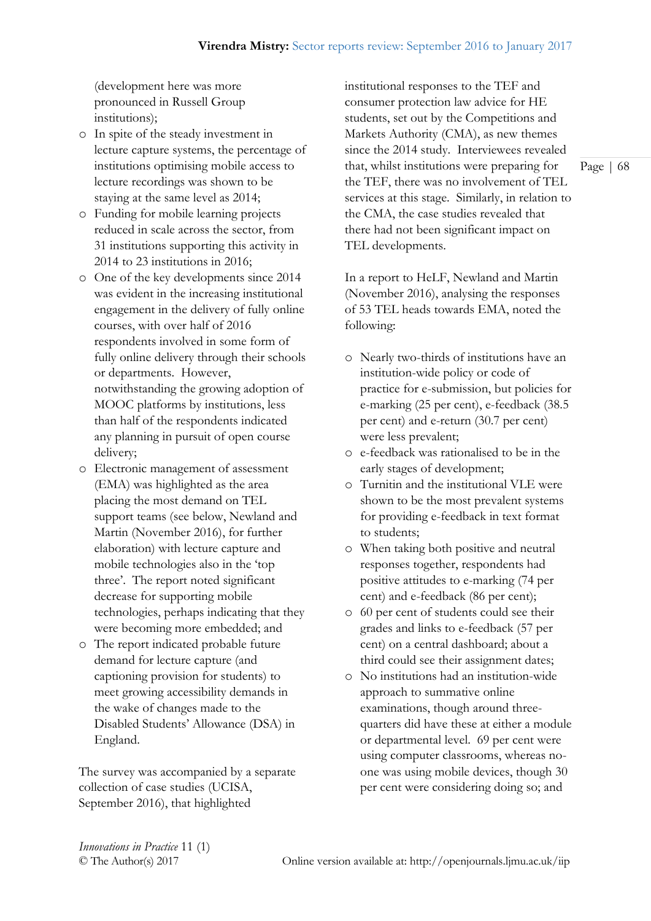(development here was more pronounced in Russell Group institutions);

- In spite of the steady investment in lecture capture systems, the percentage of institutions optimising mobile access to lecture recordings was shown to be staying at the same level as 2014;
- Funding for mobile learning projects reduced in scale across the sector, from 31 institutions supporting this activity in 2014 to 23 institutions in 2016;
- One of the key developments since 2014 was evident in the increasing institutional engagement in the delivery of fully online courses, with over half of 2016 respondents involved in some form of fully online delivery through their schools or departments. However, notwithstanding the growing adoption of MOOC platforms by institutions, less than half of the respondents indicated any planning in pursuit of open course delivery;
- Electronic management of assessment (EMA) was highlighted as the area placing the most demand on TEL support teams (see below, Newland and Martin (November 2016), for further elaboration) with lecture capture and mobile technologies also in the 'top three'. The report noted significant decrease for supporting mobile technologies, perhaps indicating that they were becoming more embedded; and
- The report indicated probable future demand for lecture capture (and captioning provision for students) to meet growing accessibility demands in the wake of changes made to the Disabled Students' Allowance (DSA) in England.

The survey was accompanied by a separate collection of case studies (UCISA, September 2016), that highlighted institutional responses to the TEF and consumer protection law advice for HE students, set out by the Competitions and Markets Authority (CMA), as new themes since the 2014 study. Interviewees revealed that, whilst institutions were preparing for the TEF, there was no involvement of TEL services at this stage. Similarly, in relation to the CMA, the case studies revealed that there had not been significant impact on TEL developments.

In a report to HeLF, Newland and Martin (November 2016), analysing the responses of 53 TEL heads towards EMA, noted the following:

- Nearly two-thirds of institutions have an institution-wide policy or code of practice for e-submission, but policies for e-marking (25 per cent), e-feedback (38.5 per cent) and e-return (30.7 per cent) were less prevalent;
- e-feedback was rationalised to be in the early stages of development;
- Turnitin and the institutional VLE were shown to be the most prevalent systems for providing e-feedback in text format to students;
- When taking both positive and neutral responses together, respondents had positive attitudes to e-marking (74 per cent) and e-feedback (86 per cent);
- 60 per cent of students could see their grades and links to e-feedback (57 per cent) on a central dashboard; about a third could see their assignment dates;
- No institutions had an institution-wide approach to summative online examinations, though around three-quarters did have these at either a module or departmental level. 69 per cent were using computer classrooms, whereas no-one was using mobile devices, though 30 per cent were considering doing so; and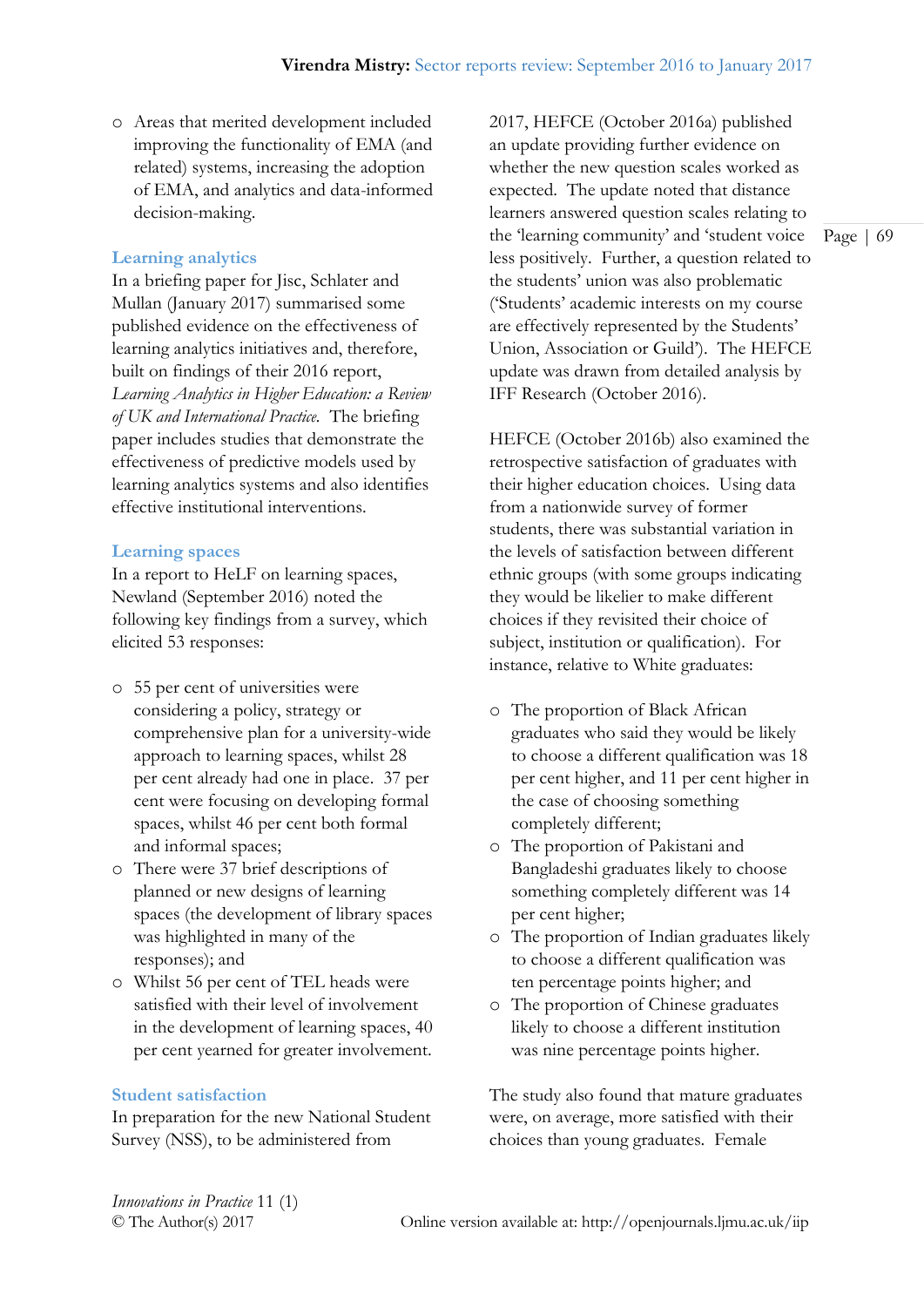- Areas that merited development included improving the functionality of EMA (and related) systems, increasing the adoption of EMA, and analytics and data-informed decision-making.

### Learning analytics

In a briefing paper for Jisc, Schlater and Mullan (January 2017) summarised some published evidence on the effectiveness of learning analytics initiatives and, therefore, built on findings of their 2016 report, *Learning Analytics in Higher Education: a Review of UK and International Practice.* The briefing paper includes studies that demonstrate the effectiveness of predictive models used by learning analytics systems and also identifies effective institutional interventions.

### Learning spaces

In a report to HeLF on learning spaces, Newland (September 2016) noted the following key findings from a survey, which elicited 53 responses:

- 55 per cent of universities were considering a policy, strategy or comprehensive plan for a university-wide approach to learning spaces, whilst 28 per cent already had one in place. 37 per cent were focusing on developing formal spaces, whilst 46 per cent both formal and informal spaces;
- There were 37 brief descriptions of planned or new designs of learning spaces (the development of library spaces was highlighted in many of the responses); and
- Whilst 56 per cent of TEL heads were satisfied with their level of involvement in the development of learning spaces, 40 per cent yearned for greater involvement.

### Student satisfaction

In preparation for the new National Student Survey (NSS), to be administered from 2017, HEFCE (October 2016a) published an update providing further evidence on whether the new question scales worked as expected. The update noted that distance learners answered question scales relating to the 'learning community' and 'student voice less positively. Further, a question related to the students' union was also problematic ('Students' academic interests on my course are effectively represented by the Students' Union, Association or Guild'). The HEFCE update was drawn from detailed analysis by IFF Research (October 2016).

HEFCE (October 2016b) also examined the retrospective satisfaction of graduates with their higher education choices. Using data from a nationwide survey of former students, there was substantial variation in the levels of satisfaction between different ethnic groups (with some groups indicating they would be likelier to make different choices if they revisited their choice of subject, institution or qualification). For instance, relative to White graduates:

- The proportion of Black African graduates who said they would be likely to choose a different qualification was 18 per cent higher, and 11 per cent higher in the case of choosing something completely different;
- The proportion of Pakistani and Bangladeshi graduates likely to choose something completely different was 14 per cent higher;
- The proportion of Indian graduates likely to choose a different qualification was ten percentage points higher; and
- The proportion of Chinese graduates likely to choose a different institution was nine percentage points higher.

The study also found that mature graduates were, on average, more satisfied with their choices than young graduates. Female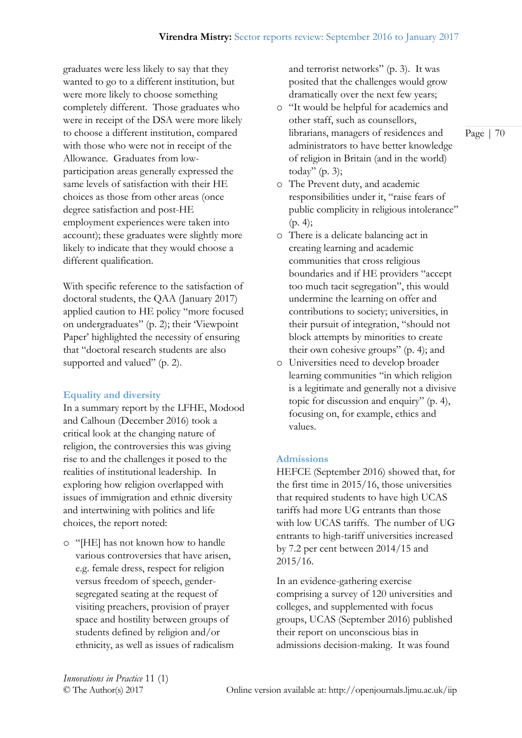graduates were less likely to say that they wanted to go to a different institution, but were more likely to choose something completely different. Those graduates who were in receipt of the DSA were more likely to choose a different institution, compared with those who were not in receipt of the Allowance. Graduates from low-participation areas generally expressed the same levels of satisfaction with their HE choices as those from other areas (once degree satisfaction and post-HE employment experiences were taken into account); these graduates were slightly more likely to indicate that they would choose a different qualification.

With specific reference to the satisfaction of doctoral students, the QAA (January 2017) applied caution to HE policy "more focused on undergraduates" (p. 2); their 'Viewpoint Paper' highlighted the necessity of ensuring that "doctoral research students are also supported and valued" (p. 2).

## Equality and diversity

In a summary report by the LFHE, Modood and Calhoun (December 2016) took a critical look at the changing nature of religion, the controversies this was giving rise to and the challenges it posed to the realities of institutional leadership. In exploring how religion overlapped with issues of immigration and ethnic diversity and intertwining with politics and life choices, the report noted:

- "[HE] has not known how to handle various controversies that have arisen, e.g. female dress, respect for religion versus freedom of speech, gender-segregated seating at the request of visiting preachers, provision of prayer space and hostility between groups of students defined by religion and/or ethnicity, as well as issues of radicalism and terrorist networks" (p. 3). It was posited that the challenges would grow dramatically over the next few years;
- "It would be helpful for academics and other staff, such as counsellors, librarians, managers of residences and administrators to have better knowledge of religion in Britain (and in the world) today" (p. 3);
- The Prevent duty, and academic responsibilities under it, "raise fears of public complicity in religious intolerance" (p. 4);
- There is a delicate balancing act in creating learning and academic communities that cross religious boundaries and if HE providers "accept too much tacit segregation", this would undermine the learning on offer and contributions to society; universities, in their pursuit of integration, "should not block attempts by minorities to create their own cohesive groups" (p. 4); and
- Universities need to develop broader learning communities "in which religion is a legitimate and generally not a divisive topic for discussion and enquiry" (p. 4), focusing on, for example, ethics and values.

## Admissions

HEFCE (September 2016) showed that, for the first time in 2015/16, those universities that required students to have high UCAS tariffs had more UG entrants than those with low UCAS tariffs. The number of UG entrants to high-tariff universities increased by 7.2 per cent between 2014/15 and 2015/16.

In an evidence-gathering exercise comprising a survey of 120 universities and colleges, and supplemented with focus groups, UCAS (September 2016) published their report on unconscious bias in admissions decision-making. It was found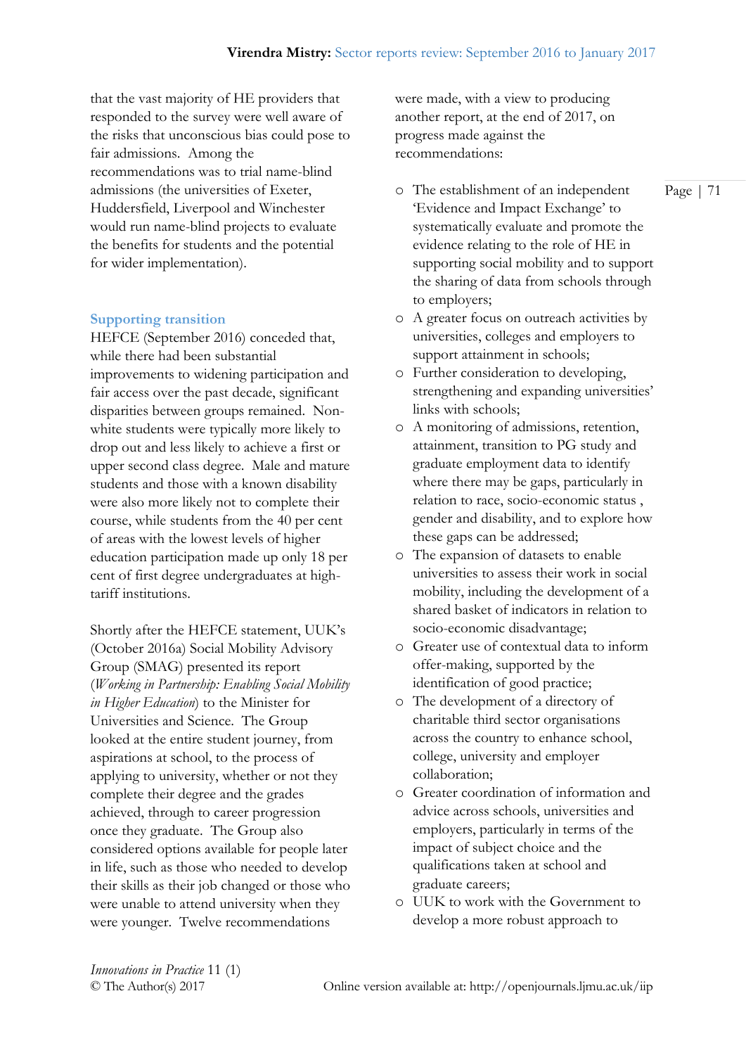that the vast majority of HE providers that responded to the survey were well aware of the risks that unconscious bias could pose to fair admissions. Among the recommendations was to trial name-blind admissions (the universities of Exeter, Huddersfield, Liverpool and Winchester would run name-blind projects to evaluate the benefits for students and the potential for wider implementation).

### Supporting transition

HEFCE (September 2016) conceded that, while there had been substantial improvements to widening participation and fair access over the past decade, significant disparities between groups remained. Non-white students were typically more likely to drop out and less likely to achieve a first or upper second class degree. Male and mature students and those with a known disability were also more likely not to complete their course, while students from the 40 per cent of areas with the lowest levels of higher education participation made up only 18 per cent of first degree undergraduates at high-tariff institutions.

Shortly after the HEFCE statement, UUK's (October 2016a) Social Mobility Advisory Group (SMAG) presented its report (*Working in Partnership: Enabling Social Mobility in Higher Education*) to the Minister for Universities and Science. The Group looked at the entire student journey, from aspirations at school, to the process of applying to university, whether or not they complete their degree and the grades achieved, through to career progression once they graduate. The Group also considered options available for people later in life, such as those who needed to develop their skills as their job changed or those who were unable to attend university when they were younger. Twelve recommendations were made, with a view to producing another report, at the end of 2017, on progress made against the recommendations:

- The establishment of an independent 'Evidence and Impact Exchange' to systematically evaluate and promote the evidence relating to the role of HE in supporting social mobility and to support the sharing of data from schools through to employers;
- A greater focus on outreach activities by universities, colleges and employers to support attainment in schools;
- Further consideration to developing, strengthening and expanding universities' links with schools;
- A monitoring of admissions, retention, attainment, transition to PG study and graduate employment data to identify where there may be gaps, particularly in relation to race, socio-economic status , gender and disability, and to explore how these gaps can be addressed;
- The expansion of datasets to enable universities to assess their work in social mobility, including the development of a shared basket of indicators in relation to socio-economic disadvantage;
- Greater use of contextual data to inform offer-making, supported by the identification of good practice;
- The development of a directory of charitable third sector organisations across the country to enhance school, college, university and employer collaboration;
- Greater coordination of information and advice across schools, universities and employers, particularly in terms of the impact of subject choice and the qualifications taken at school and graduate careers;
- UUK to work with the Government to develop a more robust approach to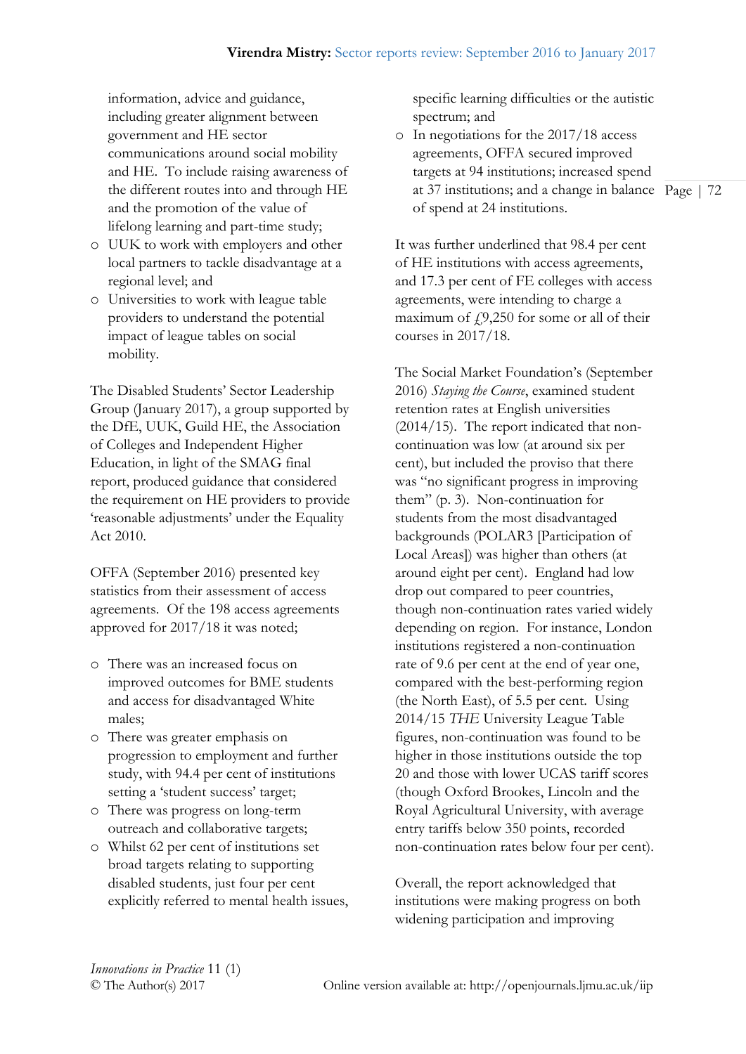information, advice and guidance, including greater alignment between government and HE sector communications around social mobility and HE. To include raising awareness of the different routes into and through HE and the promotion of the value of lifelong learning and part-time study;
- UUK to work with employers and other local partners to tackle disadvantage at a regional level; and
- Universities to work with league table providers to understand the potential impact of league tables on social mobility.

The Disabled Students' Sector Leadership Group (January 2017), a group supported by the DfE, UUK, Guild HE, the Association of Colleges and Independent Higher Education, in light of the SMAG final report, produced guidance that considered the requirement on HE providers to provide 'reasonable adjustments' under the Equality Act 2010.

OFFA (September 2016) presented key statistics from their assessment of access agreements. Of the 198 access agreements approved for 2017/18 it was noted;

- There was an increased focus on improved outcomes for BME students and access for disadvantaged White males;
- There was greater emphasis on progression to employment and further study, with 94.4 per cent of institutions setting a 'student success' target;
- There was progress on long-term outreach and collaborative targets;
- Whilst 62 per cent of institutions set broad targets relating to supporting disabled students, just four per cent explicitly referred to mental health issues, specific learning difficulties or the autistic spectrum; and
- In negotiations for the 2017/18 access agreements, OFFA secured improved targets at 94 institutions; increased spend at 37 institutions; and a change in balance of spend at 24 institutions.

It was further underlined that 98.4 per cent of HE institutions with access agreements, and 17.3 per cent of FE colleges with access agreements, were intending to charge a maximum of £9,250 for some or all of their courses in 2017/18.

The Social Market Foundation's (September 2016) *Staying the Course*, examined student retention rates at English universities (2014/15). The report indicated that non-continuation was low (at around six per cent), but included the proviso that there was "no significant progress in improving them" (p. 3). Non-continuation for students from the most disadvantaged backgrounds (POLAR3 [Participation of Local Areas]) was higher than others (at around eight per cent). England had low drop out compared to peer countries, though non-continuation rates varied widely depending on region. For instance, London institutions registered a non-continuation rate of 9.6 per cent at the end of year one, compared with the best-performing region (the North East), of 5.5 per cent. Using 2014/15 *THE* University League Table figures, non-continuation was found to be higher in those institutions outside the top 20 and those with lower UCAS tariff scores (though Oxford Brookes, Lincoln and the Royal Agricultural University, with average entry tariffs below 350 points, recorded non-continuation rates below four per cent).

Overall, the report acknowledged that institutions were making progress on both widening participation and improving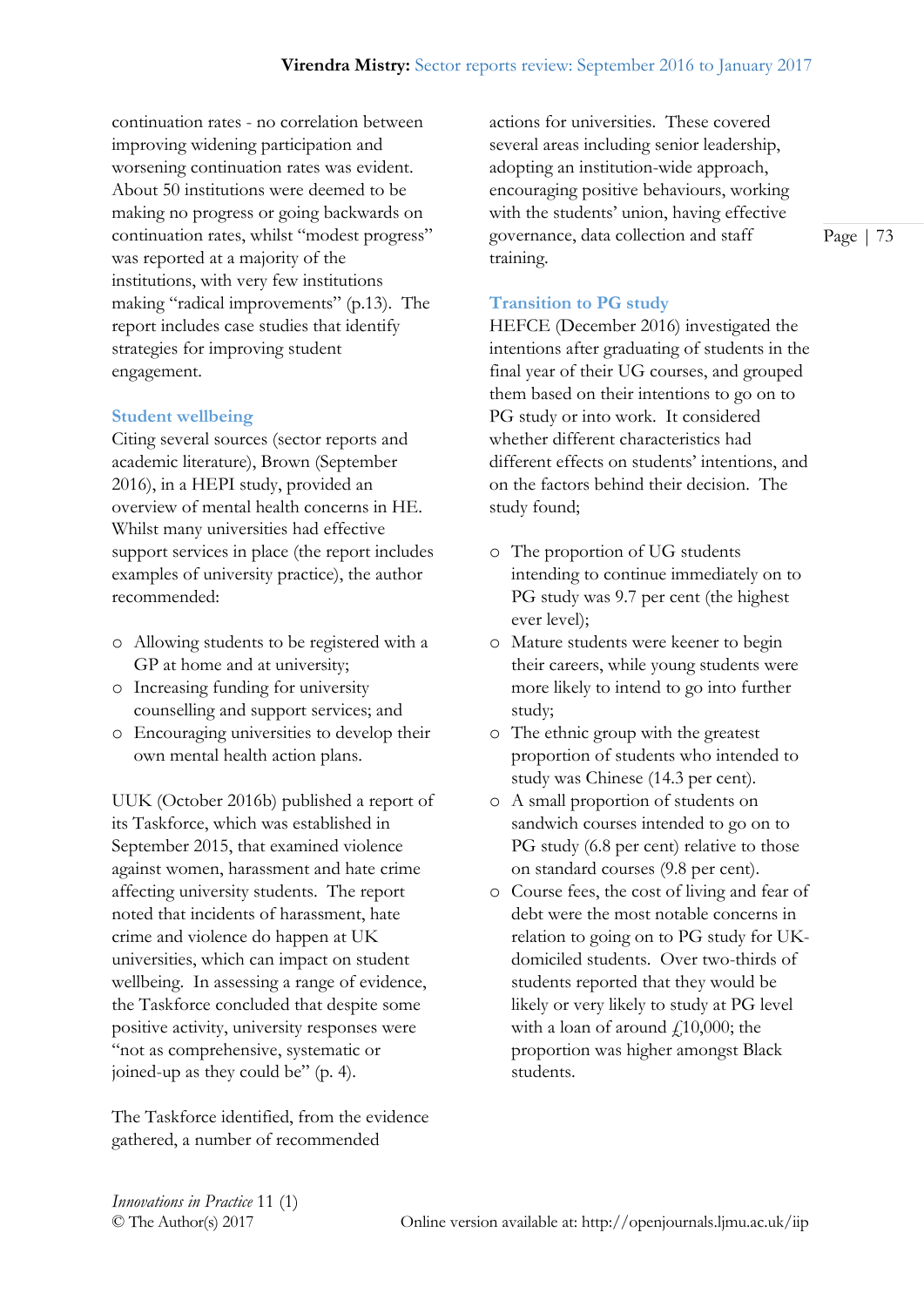continuation rates - no correlation between improving widening participation and worsening continuation rates was evident. About 50 institutions were deemed to be making no progress or going backwards on continuation rates, whilst "modest progress" was reported at a majority of the institutions, with very few institutions making "radical improvements" (p.13). The report includes case studies that identify strategies for improving student engagement.

### Student wellbeing

Citing several sources (sector reports and academic literature), Brown (September 2016), in a HEPI study, provided an overview of mental health concerns in HE. Whilst many universities had effective support services in place (the report includes examples of university practice), the author recommended:

- Allowing students to be registered with a GP at home and at university;
- Increasing funding for university counselling and support services; and
- Encouraging universities to develop their own mental health action plans.

UUK (October 2016b) published a report of its Taskforce, which was established in September 2015, that examined violence against women, harassment and hate crime affecting university students. The report noted that incidents of harassment, hate crime and violence do happen at UK universities, which can impact on student wellbeing. In assessing a range of evidence, the Taskforce concluded that despite some positive activity, university responses were "not as comprehensive, systematic or joined-up as they could be" (p. 4).

The Taskforce identified, from the evidence gathered, a number of recommended actions for universities. These covered several areas including senior leadership, adopting an institution-wide approach, encouraging positive behaviours, working with the students' union, having effective governance, data collection and staff training.

### Transition to PG study

HEFCE (December 2016) investigated the intentions after graduating of students in the final year of their UG courses, and grouped them based on their intentions to go on to PG study or into work. It considered whether different characteristics had different effects on students' intentions, and on the factors behind their decision. The study found;

- The proportion of UG students intending to continue immediately on to PG study was 9.7 per cent (the highest ever level);
- Mature students were keener to begin their careers, while young students were more likely to intend to go into further study;
- The ethnic group with the greatest proportion of students who intended to study was Chinese (14.3 per cent).
- A small proportion of students on sandwich courses intended to go on to PG study (6.8 per cent) relative to those on standard courses (9.8 per cent).
- Course fees, the cost of living and fear of debt were the most notable concerns in relation to going on to PG study for UK-domiciled students. Over two-thirds of students reported that they would be likely or very likely to study at PG level with a loan of around £10,000; the proportion was higher amongst Black students.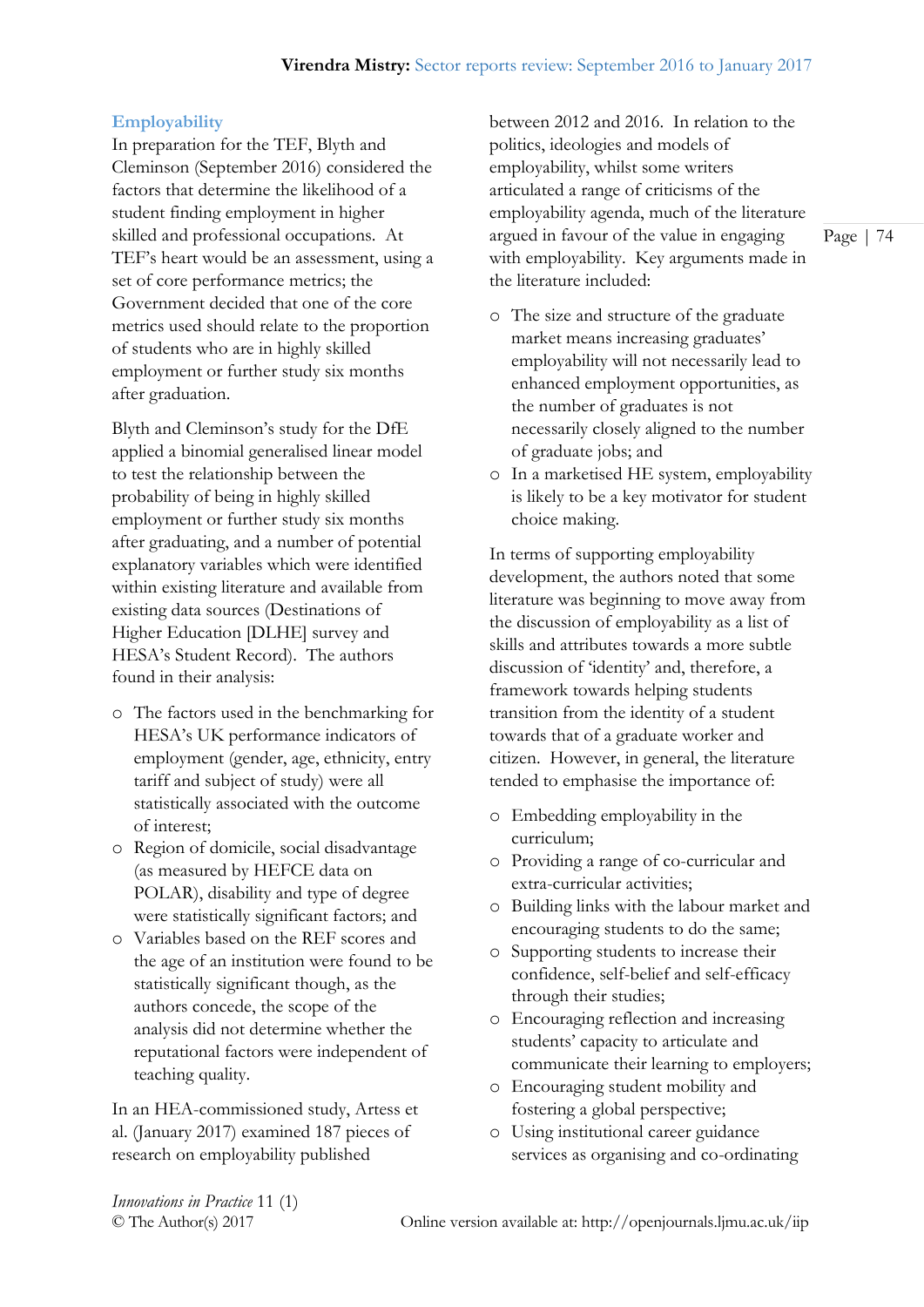## Employability

In preparation for the TEF, Blyth and Cleminson (September 2016) considered the factors that determine the likelihood of a student finding employment in higher skilled and professional occupations. At TEF's heart would be an assessment, using a set of core performance metrics; the Government decided that one of the core metrics used should relate to the proportion of students who are in highly skilled employment or further study six months after graduation.

Blyth and Cleminson's study for the DfE applied a binomial generalised linear model to test the relationship between the probability of being in highly skilled employment or further study six months after graduating, and a number of potential explanatory variables which were identified within existing literature and available from existing data sources (Destinations of Higher Education [DLHE] survey and HESA's Student Record). The authors found in their analysis:

- The factors used in the benchmarking for HESA's UK performance indicators of employment (gender, age, ethnicity, entry tariff and subject of study) were all statistically associated with the outcome of interest;
- Region of domicile, social disadvantage (as measured by HEFCE data on POLAR), disability and type of degree were statistically significant factors; and
- Variables based on the REF scores and the age of an institution were found to be statistically significant though, as the authors concede, the scope of the analysis did not determine whether the reputational factors were independent of teaching quality.

In an HEA-commissioned study, Artess et al. (January 2017) examined 187 pieces of research on employability published between 2012 and 2016. In relation to the politics, ideologies and models of employability, whilst some writers articulated a range of criticisms of the employability agenda, much of the literature argued in favour of the value in engaging with employability. Key arguments made in the literature included:

- The size and structure of the graduate market means increasing graduates' employability will not necessarily lead to enhanced employment opportunities, as the number of graduates is not necessarily closely aligned to the number of graduate jobs; and
- In a marketised HE system, employability is likely to be a key motivator for student choice making.

In terms of supporting employability development, the authors noted that some literature was beginning to move away from the discussion of employability as a list of skills and attributes towards a more subtle discussion of 'identity' and, therefore, a framework towards helping students transition from the identity of a student towards that of a graduate worker and citizen. However, in general, the literature tended to emphasise the importance of:

- Embedding employability in the curriculum;
- Providing a range of co-curricular and extra-curricular activities;
- Building links with the labour market and encouraging students to do the same;
- Supporting students to increase their confidence, self-belief and self-efficacy through their studies;
- Encouraging reflection and increasing students' capacity to articulate and communicate their learning to employers;
- Encouraging student mobility and fostering a global perspective;
- Using institutional career guidance services as organising and co-ordinating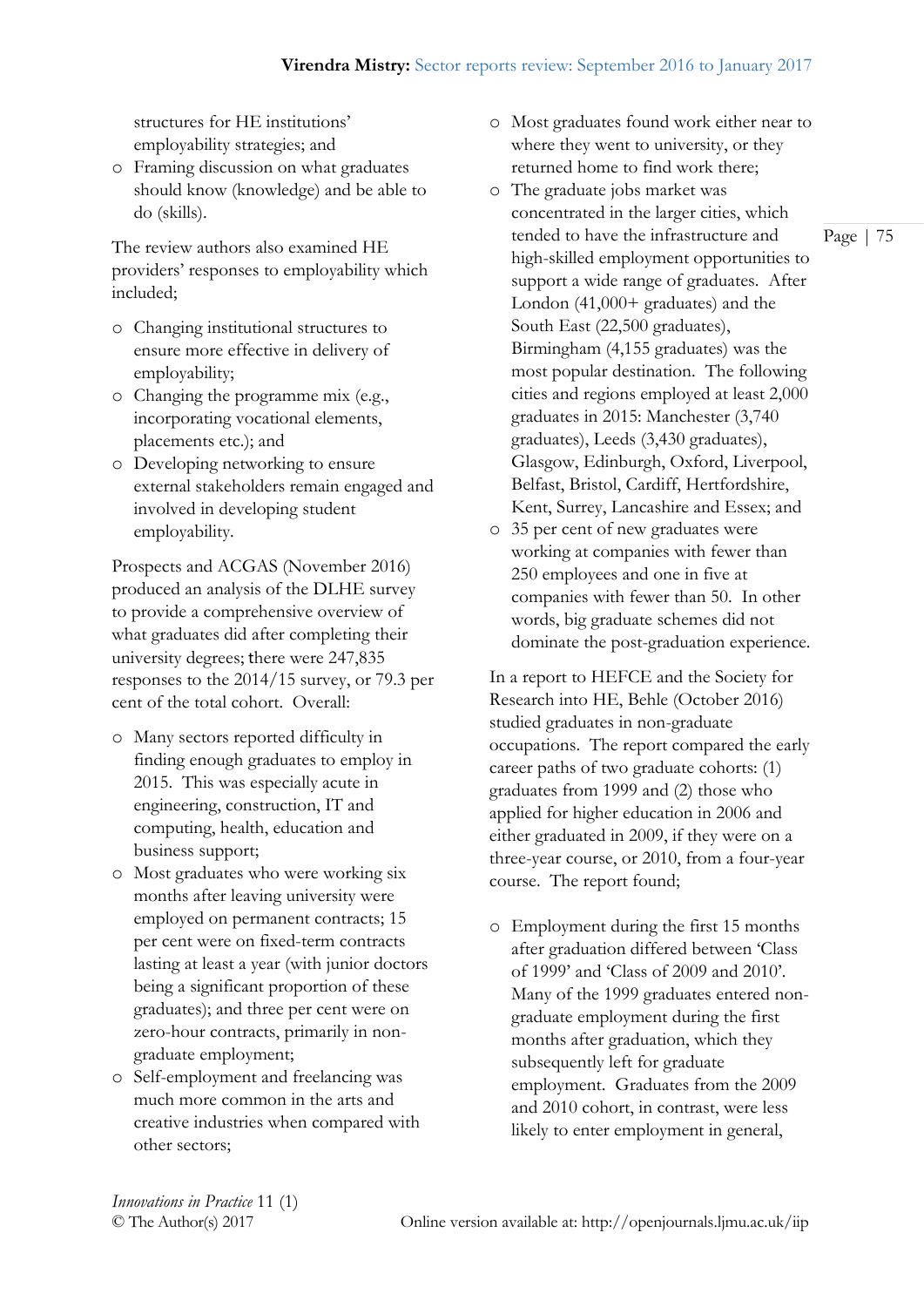structures for HE institutions' employability strategies; and
- Framing discussion on what graduates should know (knowledge) and be able to do (skills).

The review authors also examined HE providers' responses to employability which included;

- Changing institutional structures to ensure more effective in delivery of employability;
- Changing the programme mix (e.g., incorporating vocational elements, placements etc.); and
- Developing networking to ensure external stakeholders remain engaged and involved in developing student employability.

Prospects and ACGAS (November 2016) produced an analysis of the DLHE survey to provide a comprehensive overview of what graduates did after completing their university degrees; there were 247,835 responses to the 2014/15 survey, or 79.3 per cent of the total cohort. Overall:

- Many sectors reported difficulty in finding enough graduates to employ in 2015. This was especially acute in engineering, construction, IT and computing, health, education and business support;
- Most graduates who were working six months after leaving university were employed on permanent contracts; 15 per cent were on fixed-term contracts lasting at least a year (with junior doctors being a significant proportion of these graduates); and three per cent were on zero-hour contracts, primarily in non-graduate employment;
- Self-employment and freelancing was much more common in the arts and creative industries when compared with other sectors;
- Most graduates found work either near to where they went to university, or they returned home to find work there;
- The graduate jobs market was concentrated in the larger cities, which tended to have the infrastructure and high-skilled employment opportunities to support a wide range of graduates. After London (41,000+ graduates) and the South East (22,500 graduates), Birmingham (4,155 graduates) was the most popular destination. The following cities and regions employed at least 2,000 graduates in 2015: Manchester (3,740 graduates), Leeds (3,430 graduates), Glasgow, Edinburgh, Oxford, Liverpool, Belfast, Bristol, Cardiff, Hertfordshire, Kent, Surrey, Lancashire and Essex; and
- 35 per cent of new graduates were working at companies with fewer than 250 employees and one in five at companies with fewer than 50. In other words, big graduate schemes did not dominate the post-graduation experience.

In a report to HEFCE and the Society for Research into HE, Behle (October 2016) studied graduates in non-graduate occupations. The report compared the early career paths of two graduate cohorts: (1) graduates from 1999 and (2) those who applied for higher education in 2006 and either graduated in 2009, if they were on a three-year course, or 2010, from a four-year course. The report found;

- Employment during the first 15 months after graduation differed between 'Class of 1999' and 'Class of 2009 and 2010'. Many of the 1999 graduates entered non-graduate employment during the first months after graduation, which they subsequently left for graduate employment. Graduates from the 2009 and 2010 cohort, in contrast, were less likely to enter employment in general,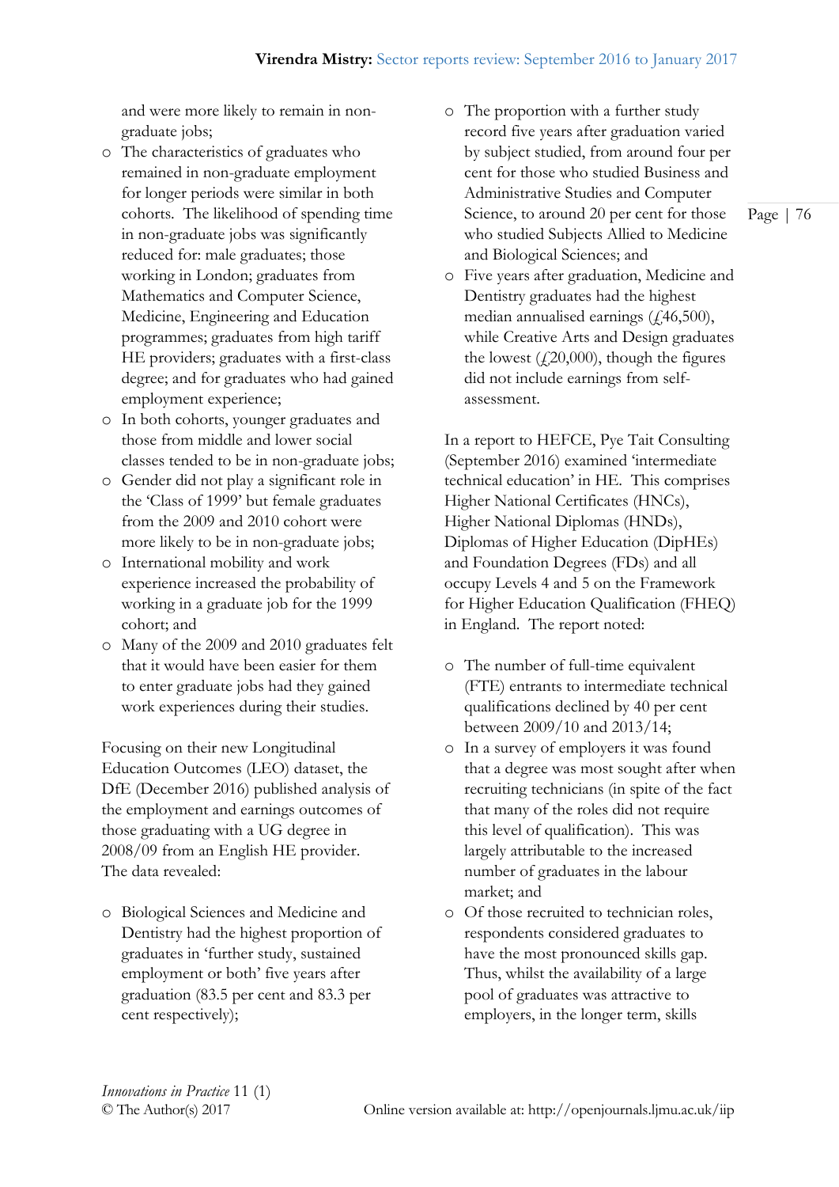and were more likely to remain in non-graduate jobs;

- The characteristics of graduates who remained in non-graduate employment for longer periods were similar in both cohorts. The likelihood of spending time in non-graduate jobs was significantly reduced for: male graduates; those working in London; graduates from Mathematics and Computer Science, Medicine, Engineering and Education programmes; graduates from high tariff HE providers; graduates with a first-class degree; and for graduates who had gained employment experience;
- In both cohorts, younger graduates and those from middle and lower social classes tended to be in non-graduate jobs;
- Gender did not play a significant role in the 'Class of 1999' but female graduates from the 2009 and 2010 cohort were more likely to be in non-graduate jobs;
- International mobility and work experience increased the probability of working in a graduate job for the 1999 cohort; and
- Many of the 2009 and 2010 graduates felt that it would have been easier for them to enter graduate jobs had they gained work experiences during their studies.

Focusing on their new Longitudinal Education Outcomes (LEO) dataset, the DfE (December 2016) published analysis of the employment and earnings outcomes of those graduating with a UG degree in 2008/09 from an English HE provider. The data revealed:

- Biological Sciences and Medicine and Dentistry had the highest proportion of graduates in 'further study, sustained employment or both' five years after graduation (83.5 per cent and 83.3 per cent respectively);
- The proportion with a further study record five years after graduation varied by subject studied, from around four per cent for those who studied Business and Administrative Studies and Computer Science, to around 20 per cent for those who studied Subjects Allied to Medicine and Biological Sciences; and
- Five years after graduation, Medicine and Dentistry graduates had the highest median annualised earnings (£46,500), while Creative Arts and Design graduates the lowest (£20,000), though the figures did not include earnings from self-assessment.

In a report to HEFCE, Pye Tait Consulting (September 2016) examined 'intermediate technical education' in HE. This comprises Higher National Certificates (HNCs), Higher National Diplomas (HNDs), Diplomas of Higher Education (DipHEs) and Foundation Degrees (FDs) and all occupy Levels 4 and 5 on the Framework for Higher Education Qualification (FHEQ) in England. The report noted:

- The number of full-time equivalent (FTE) entrants to intermediate technical qualifications declined by 40 per cent between 2009/10 and 2013/14;
- In a survey of employers it was found that a degree was most sought after when recruiting technicians (in spite of the fact that many of the roles did not require this level of qualification). This was largely attributable to the increased number of graduates in the labour market; and
- Of those recruited to technician roles, respondents considered graduates to have the most pronounced skills gap. Thus, whilst the availability of a large pool of graduates was attractive to employers, in the longer term, skills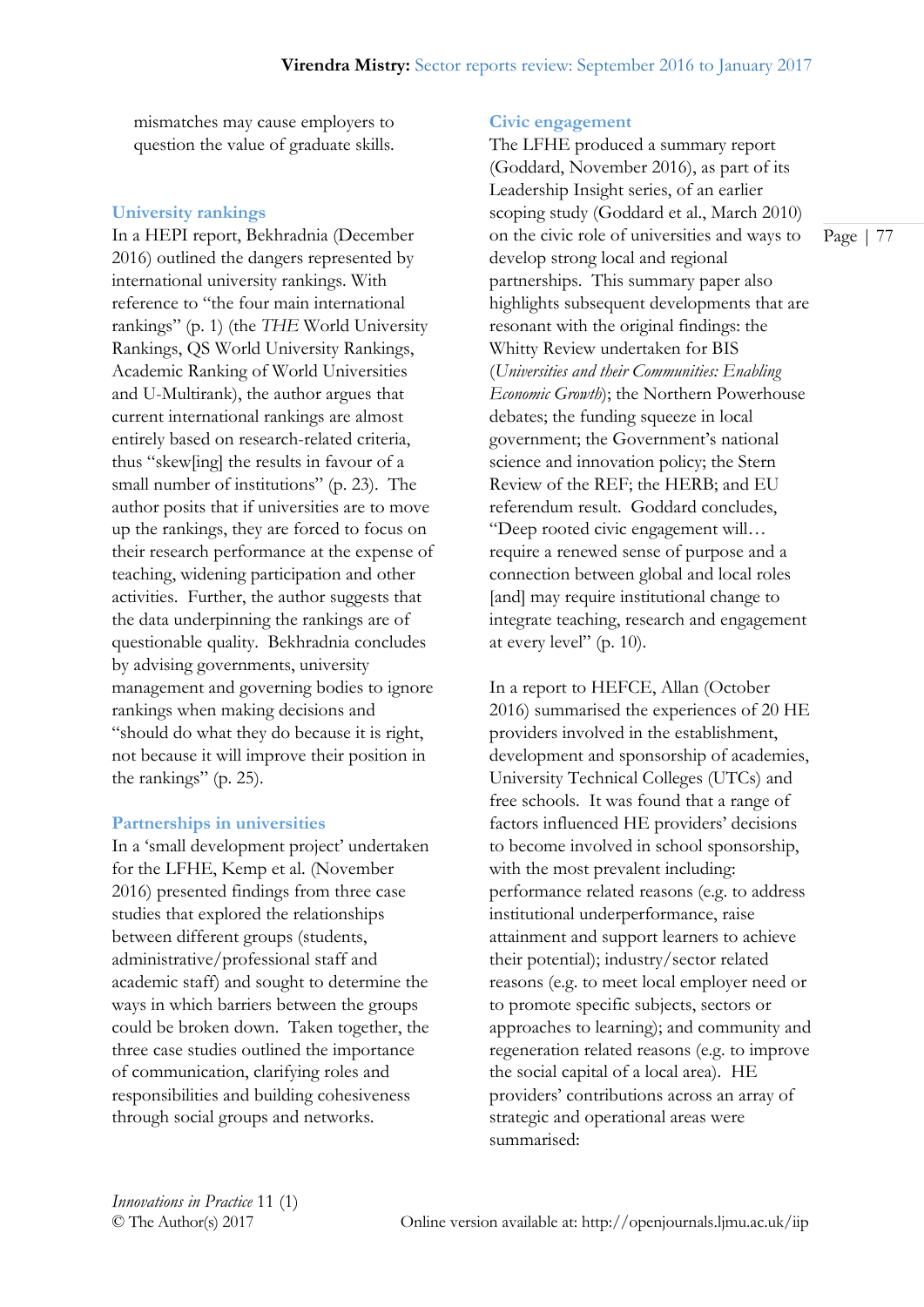mismatches may cause employers to question the value of graduate skills.

### University rankings

In a HEPI report, Bekhradnia (December 2016) outlined the dangers represented by international university rankings. With reference to "the four main international rankings" (p. 1) (the *THE* World University Rankings, QS World University Rankings, Academic Ranking of World Universities and U-Multirank), the author argues that current international rankings are almost entirely based on research-related criteria, thus "skew[ing] the results in favour of a small number of institutions" (p. 23). The author posits that if universities are to move up the rankings, they are forced to focus on their research performance at the expense of teaching, widening participation and other activities. Further, the author suggests that the data underpinning the rankings are of questionable quality. Bekhradnia concludes by advising governments, university management and governing bodies to ignore rankings when making decisions and "should do what they do because it is right, not because it will improve their position in the rankings" (p. 25).

### Partnerships in universities

In a 'small development project' undertaken for the LFHE, Kemp et al. (November 2016) presented findings from three case studies that explored the relationships between different groups (students, administrative/professional staff and academic staff) and sought to determine the ways in which barriers between the groups could be broken down. Taken together, the three case studies outlined the importance of communication, clarifying roles and responsibilities and building cohesiveness through social groups and networks.

### Civic engagement

The LFHE produced a summary report (Goddard, November 2016), as part of its Leadership Insight series, of an earlier scoping study (Goddard et al., March 2010) on the civic role of universities and ways to develop strong local and regional partnerships. This summary paper also highlights subsequent developments that are resonant with the original findings: the Whitty Review undertaken for BIS (*Universities and their Communities: Enabling Economic Growth*); the Northern Powerhouse debates; the funding squeeze in local government; the Government's national science and innovation policy; the Stern Review of the REF; the HERB; and EU referendum result. Goddard concludes, "Deep rooted civic engagement will… require a renewed sense of purpose and a connection between global and local roles [and] may require institutional change to integrate teaching, research and engagement at every level" (p. 10).

In a report to HEFCE, Allan (October 2016) summarised the experiences of 20 HE providers involved in the establishment, development and sponsorship of academies, University Technical Colleges (UTCs) and free schools. It was found that a range of factors influenced HE providers' decisions to become involved in school sponsorship, with the most prevalent including: performance related reasons (e.g. to address institutional underperformance, raise attainment and support learners to achieve their potential); industry/sector related reasons (e.g. to meet local employer need or to promote specific subjects, sectors or approaches to learning); and community and regeneration related reasons (e.g. to improve the social capital of a local area). HE providers' contributions across an array of strategic and operational areas were summarised: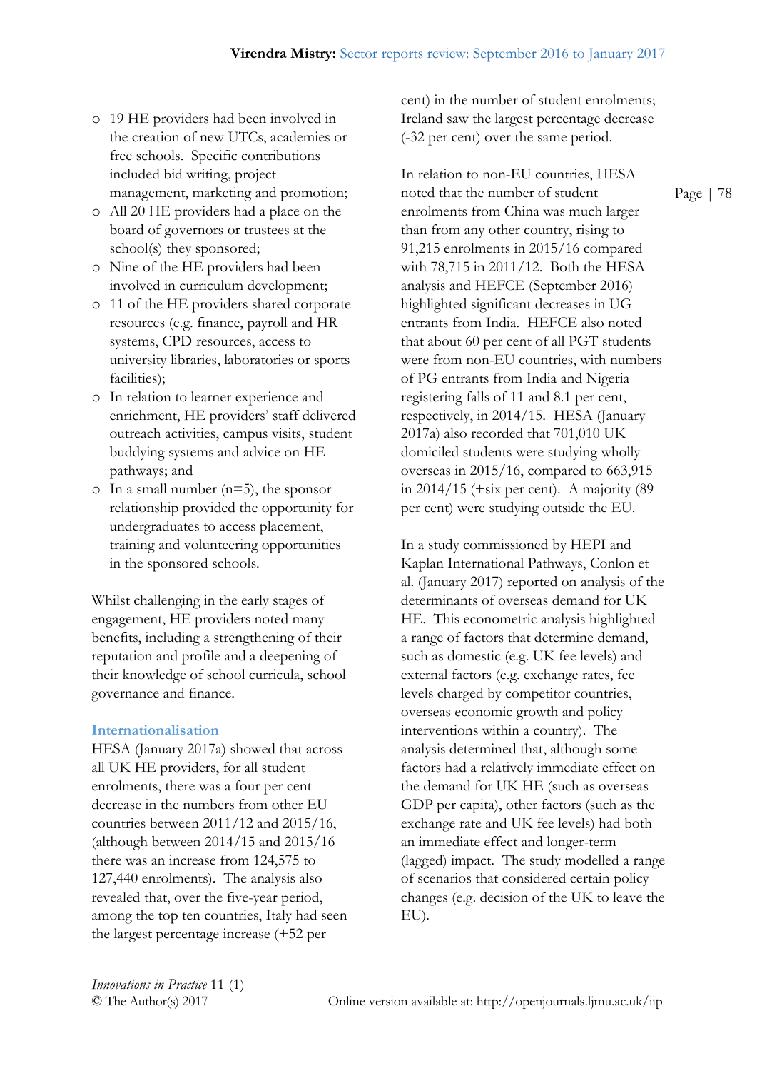- 19 HE providers had been involved in the creation of new UTCs, academies or free schools. Specific contributions included bid writing, project management, marketing and promotion;
- All 20 HE providers had a place on the board of governors or trustees at the school(s) they sponsored;
- Nine of the HE providers had been involved in curriculum development;
- 11 of the HE providers shared corporate resources (e.g. finance, payroll and HR systems, CPD resources, access to university libraries, laboratories or sports facilities);
- In relation to learner experience and enrichment, HE providers' staff delivered outreach activities, campus visits, student buddying systems and advice on HE pathways; and
- In a small number (n=5), the sponsor relationship provided the opportunity for undergraduates to access placement, training and volunteering opportunities in the sponsored schools.

Whilst challenging in the early stages of engagement, HE providers noted many benefits, including a strengthening of their reputation and profile and a deepening of their knowledge of school curricula, school governance and finance.

### Internationalisation

HESA (January 2017a) showed that across all UK HE providers, for all student enrolments, there was a four per cent decrease in the numbers from other EU countries between 2011/12 and 2015/16, (although between 2014/15 and 2015/16 there was an increase from 124,575 to 127,440 enrolments). The analysis also revealed that, over the five-year period, among the top ten countries, Italy had seen the largest percentage increase (+52 per cent) in the number of student enrolments; Ireland saw the largest percentage decrease (-32 per cent) over the same period.

In relation to non-EU countries, HESA noted that the number of student enrolments from China was much larger than from any other country, rising to 91,215 enrolments in 2015/16 compared with 78,715 in 2011/12. Both the HESA analysis and HEFCE (September 2016) highlighted significant decreases in UG entrants from India. HEFCE also noted that about 60 per cent of all PGT students were from non-EU countries, with numbers of PG entrants from India and Nigeria registering falls of 11 and 8.1 per cent, respectively, in 2014/15. HESA (January 2017a) also recorded that 701,010 UK domiciled students were studying wholly overseas in 2015/16, compared to 663,915 in 2014/15 (+six per cent). A majority (89 per cent) were studying outside the EU.

In a study commissioned by HEPI and Kaplan International Pathways, Conlon et al. (January 2017) reported on analysis of the determinants of overseas demand for UK HE. This econometric analysis highlighted a range of factors that determine demand, such as domestic (e.g. UK fee levels) and external factors (e.g. exchange rates, fee levels charged by competitor countries, overseas economic growth and policy interventions within a country). The analysis determined that, although some factors had a relatively immediate effect on the demand for UK HE (such as overseas GDP per capita), other factors (such as the exchange rate and UK fee levels) had both an immediate effect and longer-term (lagged) impact. The study modelled a range of scenarios that considered certain policy changes (e.g. decision of the UK to leave the EU).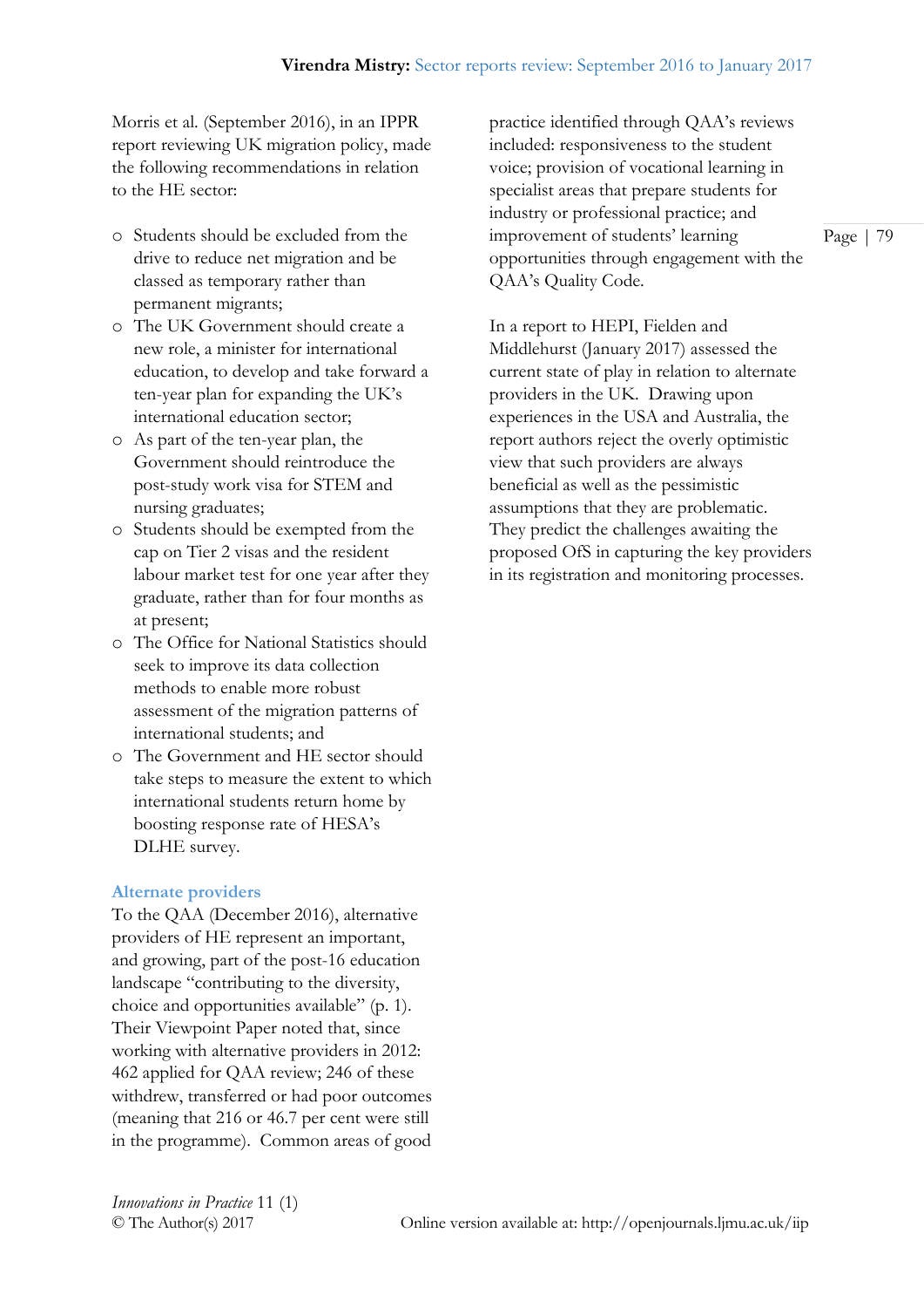Morris et al. (September 2016), in an IPPR report reviewing UK migration policy, made the following recommendations in relation to the HE sector:

- Students should be excluded from the drive to reduce net migration and be classed as temporary rather than permanent migrants;
- The UK Government should create a new role, a minister for international education, to develop and take forward a ten-year plan for expanding the UK's international education sector;
- As part of the ten-year plan, the Government should reintroduce the post-study work visa for STEM and nursing graduates;
- Students should be exempted from the cap on Tier 2 visas and the resident labour market test for one year after they graduate, rather than for four months as at present;
- The Office for National Statistics should seek to improve its data collection methods to enable more robust assessment of the migration patterns of international students; and
- The Government and HE sector should take steps to measure the extent to which international students return home by boosting response rate of HESA's DLHE survey.

### Alternate providers

To the QAA (December 2016), alternative providers of HE represent an important, and growing, part of the post-16 education landscape "contributing to the diversity, choice and opportunities available" (p. 1). Their Viewpoint Paper noted that, since working with alternative providers in 2012: 462 applied for QAA review; 246 of these withdrew, transferred or had poor outcomes (meaning that 216 or 46.7 per cent were still in the programme). Common areas of good practice identified through QAA's reviews included: responsiveness to the student voice; provision of vocational learning in specialist areas that prepare students for industry or professional practice; and improvement of students' learning opportunities through engagement with the QAA's Quality Code.

In a report to HEPI, Fielden and Middlehurst (January 2017) assessed the current state of play in relation to alternate providers in the UK. Drawing upon experiences in the USA and Australia, the report authors reject the overly optimistic view that such providers are always beneficial as well as the pessimistic assumptions that they are problematic. They predict the challenges awaiting the proposed OfS in capturing the key providers in its registration and monitoring processes.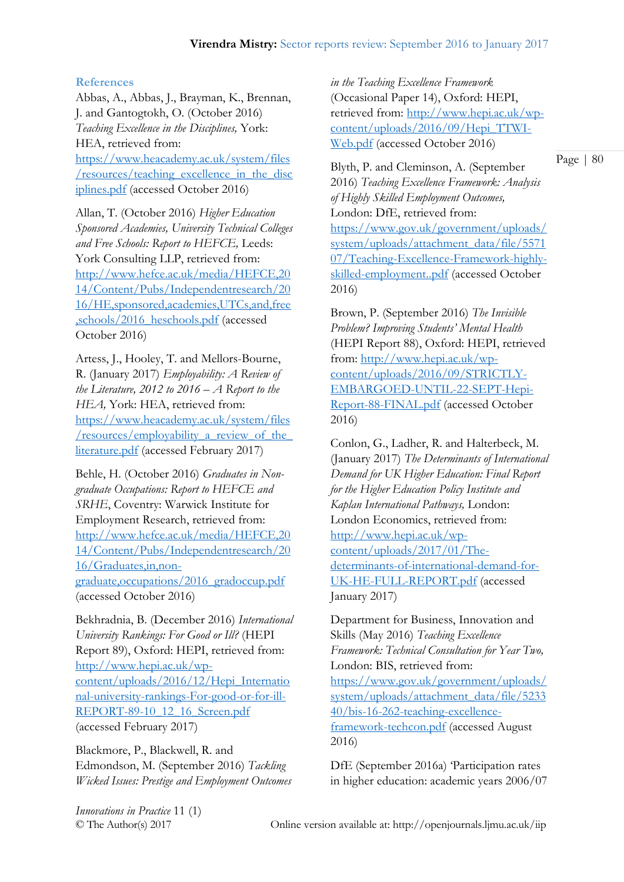## References

Abbas, A., Abbas, J., Brayman, K., Brennan, J. and Gantogtokh, O. (October 2016) *Teaching Excellence in the Disciplines,* York: HEA, retrieved from: https://www.heacademy.ac.uk/system/files/resources/teaching_excellence_in_the_disciplines.pdf (accessed October 2016)

Allan, T. (October 2016) *Higher Education Sponsored Academies, University Technical Colleges and Free Schools: Report to HEFCE,* Leeds: York Consulting LLP, retrieved from: http://www.hefce.ac.uk/media/HEFCE,2014/Content/Pubs/Independentresearch/2016/HE,sponsored,academies,UTCs,and,free,schools/2016_heschools.pdf (accessed October 2016)

Artess, J., Hooley, T. and Mellors-Bourne, R. (January 2017) *Employability: A Review of the Literature, 2012 to 2016 – A Report to the HEA,* York: HEA, retrieved from: https://www.heacademy.ac.uk/system/files/resources/employability_a_review_of_the_literature.pdf (accessed February 2017)

Behle, H. (October 2016) *Graduates in Non-graduate Occupations: Report to HEFCE and SRHE*, Coventry: Warwick Institute for Employment Research, retrieved from: http://www.hefce.ac.uk/media/HEFCE,2014/Content/Pubs/Independentresearch/2016/Graduates,in,non-graduate,occupations/2016_gradoccup.pdf (accessed October 2016)

Bekhradnia, B. (December 2016) *International University Rankings: For Good or Ill?* (HEPI Report 89), Oxford: HEPI, retrieved from: http://www.hepi.ac.uk/wp-content/uploads/2016/12/Hepi_International-university-rankings-For-good-or-for-ill-REPORT-89-10_12_16_Screen.pdf (accessed February 2017)

Blackmore, P., Blackwell, R. and Edmondson, M. (September 2016) *Tackling Wicked Issues: Prestige and Employment Outcomes in the Teaching Excellence Framework* (Occasional Paper 14), Oxford: HEPI, retrieved from: http://www.hepi.ac.uk/wp-content/uploads/2016/09/Hepi_TTWI-Web.pdf (accessed October 2016)

Blyth, P. and Cleminson, A. (September 2016) *Teaching Excellence Framework: Analysis of Highly Skilled Employment Outcomes,* London: DfE, retrieved from: https://www.gov.uk/government/uploads/system/uploads/attachment_data/file/557107/Teaching-Excellence-Framework-highly-skilled-employment..pdf (accessed October 2016)

Brown, P. (September 2016) *The Invisible Problem? Improving Students' Mental Health* (HEPI Report 88), Oxford: HEPI, retrieved from: http://www.hepi.ac.uk/wp-content/uploads/2016/09/STRICTLY-EMBARGOED-UNTIL-22-SEPT-Hepi-Report-88-FINAL.pdf (accessed October 2016)

Conlon, G., Ladher, R. and Halterbeck, M. (January 2017) *The Determinants of International Demand for UK Higher Education: Final Report for the Higher Education Policy Institute and Kaplan International Pathways,* London: London Economics, retrieved from: http://www.hepi.ac.uk/wp-content/uploads/2017/01/The-determinants-of-international-demand-for-UK-HE-FULL-REPORT.pdf (accessed January 2017)

Department for Business, Innovation and Skills (May 2016) *Teaching Excellence Framework: Technical Consultation for Year Two,* London: BIS, retrieved from: https://www.gov.uk/government/uploads/system/uploads/attachment_data/file/523340/bis-16-262-teaching-excellence-framework-techcon.pdf (accessed August 2016)

DfE (September 2016a) 'Participation rates in higher education: academic years 2006/07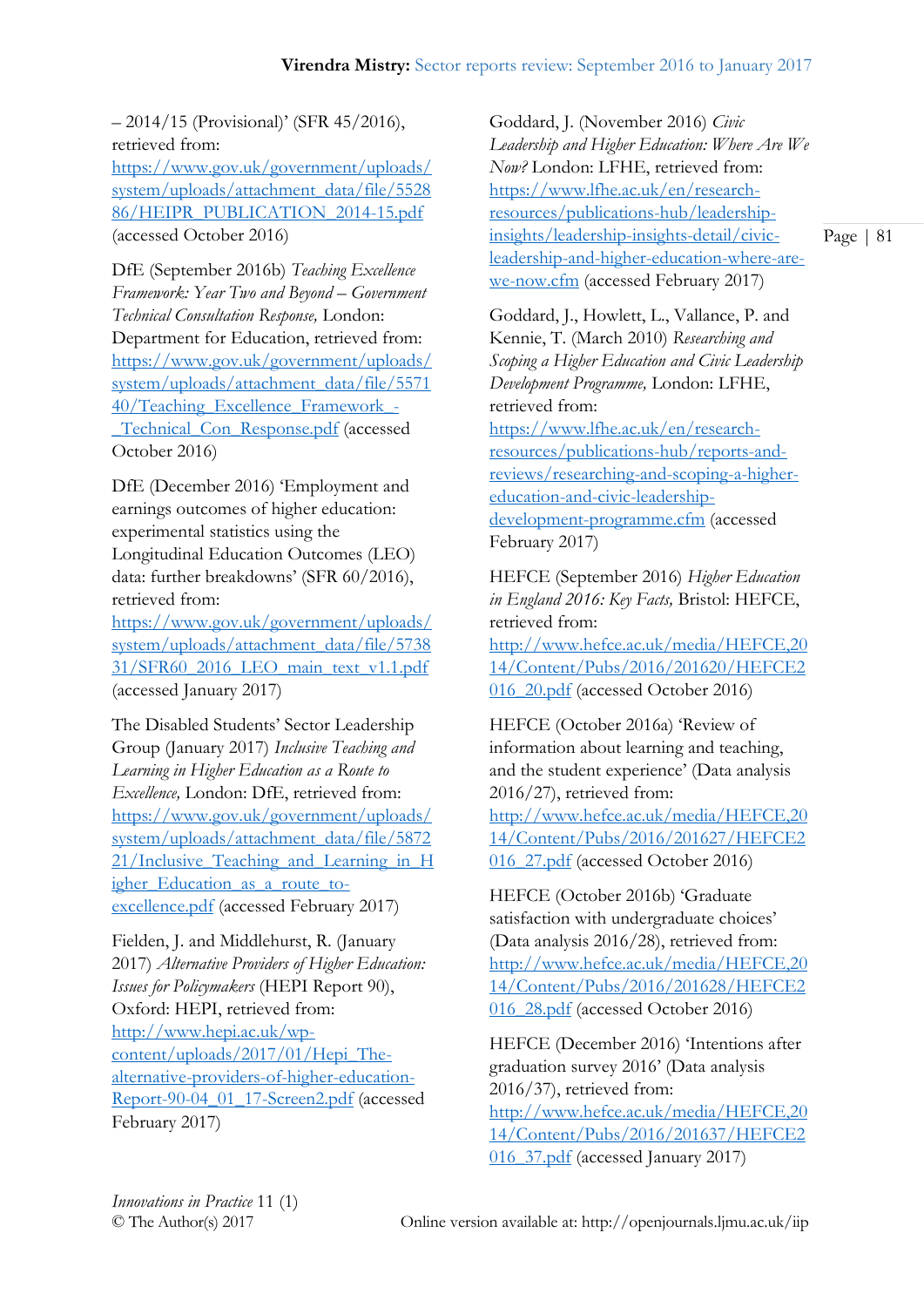– 2014/15 (Provisional)' (SFR 45/2016), retrieved from: https://www.gov.uk/government/uploads/system/uploads/attachment_data/file/552886/HEIPR_PUBLICATION_2014-15.pdf (accessed October 2016)

DfE (September 2016b) *Teaching Excellence Framework: Year Two and Beyond – Government Technical Consultation Response,* London: Department for Education, retrieved from: https://www.gov.uk/government/uploads/system/uploads/attachment_data/file/557140/Teaching_Excellence_Framework_-_Technical_Con_Response.pdf (accessed October 2016)

DfE (December 2016) 'Employment and earnings outcomes of higher education: experimental statistics using the Longitudinal Education Outcomes (LEO) data: further breakdowns' (SFR 60/2016), retrieved from: https://www.gov.uk/government/uploads/system/uploads/attachment_data/file/573831/SFR60_2016_LEO_main_text_v1.1.pdf (accessed January 2017)

The Disabled Students' Sector Leadership Group (January 2017) *Inclusive Teaching and Learning in Higher Education as a Route to Excellence,* London: DfE, retrieved from: https://www.gov.uk/government/uploads/system/uploads/attachment_data/file/587221/Inclusive_Teaching_and_Learning_in_Higher_Education_as_a_route_to-excellence.pdf (accessed February 2017)

Fielden, J. and Middlehurst, R. (January 2017) *Alternative Providers of Higher Education: Issues for Policymakers* (HEPI Report 90), Oxford: HEPI, retrieved from: http://www.hepi.ac.uk/wp-content/uploads/2017/01/Hepi_The-alternative-providers-of-higher-education-Report-90-04_01_17-Screen2.pdf (accessed February 2017)

Goddard, J. (November 2016) *Civic Leadership and Higher Education: Where Are We Now?* London: LFHE, retrieved from: https://www.lfhe.ac.uk/en/research-resources/publications-hub/leadership-insights/leadership-insights-detail/civic-leadership-and-higher-education-where-are-we-now.cfm (accessed February 2017)

Goddard, J., Howlett, L., Vallance, P. and Kennie, T. (March 2010) *Researching and Scoping a Higher Education and Civic Leadership Development Programme,* London: LFHE, retrieved from: https://www.lfhe.ac.uk/en/research-resources/publications-hub/reports-and-reviews/researching-and-scoping-a-higher-education-and-civic-leadership-development-programme.cfm (accessed February 2017)

HEFCE (September 2016) *Higher Education in England 2016: Key Facts,* Bristol: HEFCE, retrieved from: http://www.hefce.ac.uk/media/HEFCE,2014/Content/Pubs/2016/201620/HEFCE2016_20.pdf (accessed October 2016)

HEFCE (October 2016a) 'Review of information about learning and teaching, and the student experience' (Data analysis 2016/27), retrieved from: http://www.hefce.ac.uk/media/HEFCE,2014/Content/Pubs/2016/201627/HEFCE2016_27.pdf (accessed October 2016)

HEFCE (October 2016b) 'Graduate satisfaction with undergraduate choices' (Data analysis 2016/28), retrieved from: http://www.hefce.ac.uk/media/HEFCE,2014/Content/Pubs/2016/201628/HEFCE2016_28.pdf (accessed October 2016)

HEFCE (December 2016) 'Intentions after graduation survey 2016' (Data analysis 2016/37), retrieved from: http://www.hefce.ac.uk/media/HEFCE,2014/Content/Pubs/2016/201637/HEFCE2016_37.pdf (accessed January 2017)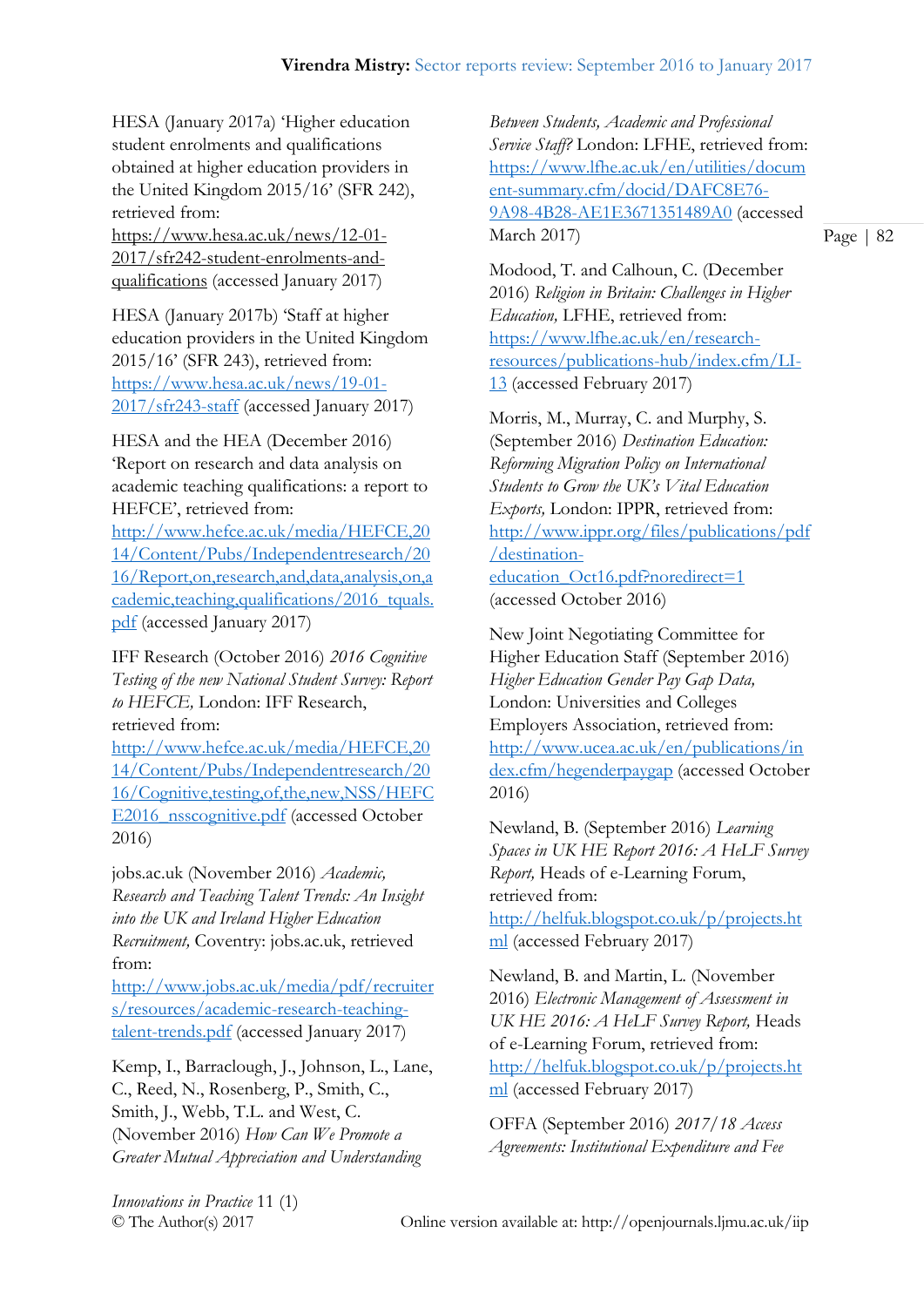HESA (January 2017a) 'Higher education student enrolments and qualifications obtained at higher education providers in the United Kingdom 2015/16' (SFR 242), retrieved from: https://www.hesa.ac.uk/news/12-01-2017/sfr242-student-enrolments-and-qualifications (accessed January 2017)

HESA (January 2017b) 'Staff at higher education providers in the United Kingdom 2015/16' (SFR 243), retrieved from: https://www.hesa.ac.uk/news/19-01-2017/sfr243-staff (accessed January 2017)

HESA and the HEA (December 2016) 'Report on research and data analysis on academic teaching qualifications: a report to HEFCE', retrieved from: http://www.hefce.ac.uk/media/HEFCE,2014/Content/Pubs/Independentresearch/2016/Report,on,research,and,data,analysis,on,academic,teaching,qualifications/2016_tquals.pdf (accessed January 2017)

IFF Research (October 2016) *2016 Cognitive Testing of the new National Student Survey: Report to HEFCE,* London: IFF Research, retrieved from: http://www.hefce.ac.uk/media/HEFCE,2014/Content/Pubs/Independentresearch/2016/Cognitive,testing,of,the,new,NSS/HEFCE2016_nsscognitive.pdf (accessed October 2016)

jobs.ac.uk (November 2016) *Academic, Research and Teaching Talent Trends: An Insight into the UK and Ireland Higher Education Recruitment,* Coventry: jobs.ac.uk, retrieved from: http://www.jobs.ac.uk/media/pdf/recruiters/resources/academic-research-teaching-talent-trends.pdf (accessed January 2017)

Kemp, I., Barraclough, J., Johnson, L., Lane, C., Reed, N., Rosenberg, P., Smith, C., Smith, J., Webb, T.L. and West, C. (November 2016) *How Can We Promote a Greater Mutual Appreciation and Understanding Between Students, Academic and Professional Service Staff?* London: LFHE, retrieved from: https://www.lfhe.ac.uk/en/utilities/document-summary.cfm/docid/DAFC8E76-9A98-4B28-AE1E3671351489A0 (accessed March 2017)

Modood, T. and Calhoun, C. (December 2016) *Religion in Britain: Challenges in Higher Education,* LFHE, retrieved from: https://www.lfhe.ac.uk/en/research-resources/publications-hub/index.cfm/LI-13 (accessed February 2017)

Morris, M., Murray, C. and Murphy, S. (September 2016) *Destination Education: Reforming Migration Policy on International Students to Grow the UK's Vital Education Exports,* London: IPPR, retrieved from: http://www.ippr.org/files/publications/pdf/destination-education_Oct16.pdf?noredirect=1 (accessed October 2016)

New Joint Negotiating Committee for Higher Education Staff (September 2016) *Higher Education Gender Pay Gap Data,* London: Universities and Colleges Employers Association, retrieved from: http://www.ucea.ac.uk/en/publications/index.cfm/hegenderpaygap (accessed October 2016)

Newland, B. (September 2016) *Learning Spaces in UK HE Report 2016: A HeLF Survey Report,* Heads of e-Learning Forum, retrieved from: http://helfuk.blogspot.co.uk/p/projects.html (accessed February 2017)

Newland, B. and Martin, L. (November 2016) *Electronic Management of Assessment in UK HE 2016: A HeLF Survey Report,* Heads of e-Learning Forum, retrieved from: http://helfuk.blogspot.co.uk/p/projects.html (accessed February 2017)

OFFA (September 2016) *2017/18 Access Agreements: Institutional Expenditure and Fee*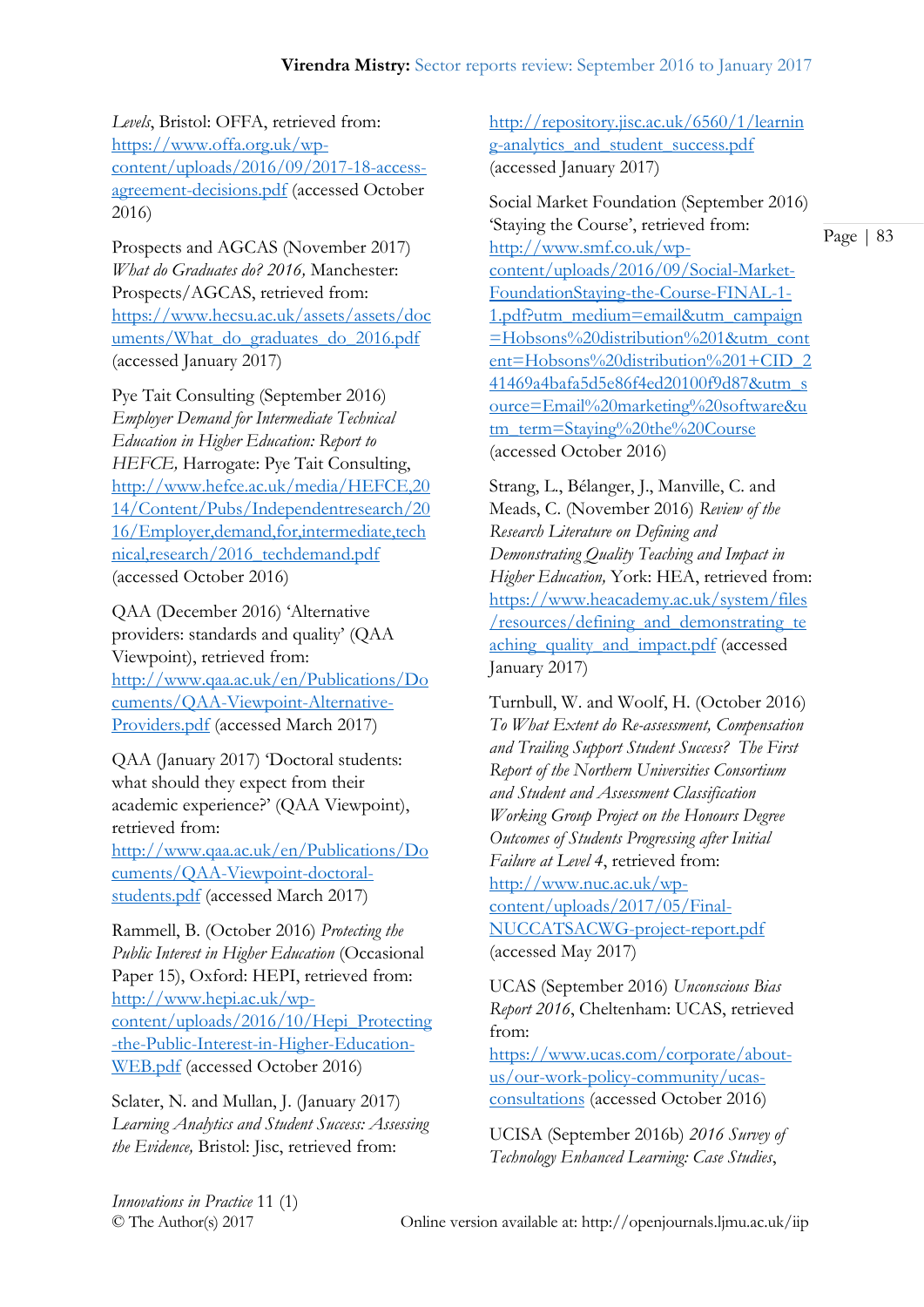*Levels*, Bristol: OFFA, retrieved from: https://www.offa.org.uk/wp-content/uploads/2016/09/2017-18-access-agreement-decisions.pdf (accessed October 2016)

Prospects and AGCAS (November 2017) *What do Graduates do? 2016,* Manchester: Prospects/AGCAS, retrieved from: https://www.hecsu.ac.uk/assets/assets/documents/What_do_graduates_do_2016.pdf (accessed January 2017)

Pye Tait Consulting (September 2016) *Employer Demand for Intermediate Technical Education in Higher Education: Report to HEFCE,* Harrogate: Pye Tait Consulting, http://www.hefce.ac.uk/media/HEFCE,2014/Content/Pubs/Independentresearch/2016/Employer,demand,for,intermediate,technical,research/2016_techdemand.pdf (accessed October 2016)

QAA (December 2016) 'Alternative providers: standards and quality' (QAA Viewpoint), retrieved from: http://www.qaa.ac.uk/en/Publications/Documents/QAA-Viewpoint-Alternative-Providers.pdf (accessed March 2017)

QAA (January 2017) 'Doctoral students: what should they expect from their academic experience?' (QAA Viewpoint), retrieved from: http://www.qaa.ac.uk/en/Publications/Documents/QAA-Viewpoint-doctoral-students.pdf (accessed March 2017)

Rammell, B. (October 2016) *Protecting the Public Interest in Higher Education* (Occasional Paper 15), Oxford: HEPI, retrieved from: http://www.hepi.ac.uk/wp-content/uploads/2016/10/Hepi_Protecting-the-Public-Interest-in-Higher-Education-WEB.pdf (accessed October 2016)

Sclater, N. and Mullan, J. (January 2017) *Learning Analytics and Student Success: Assessing the Evidence,* Bristol: Jisc, retrieved from: http://repository.jisc.ac.uk/6560/1/learning-analytics_and_student_success.pdf (accessed January 2017)

Social Market Foundation (September 2016) 'Staying the Course', retrieved from: http://www.smf.co.uk/wp-content/uploads/2016/09/Social-Market-FoundationStaying-the-Course-FINAL-1-1.pdf?utm_medium=email&utm_campaign=Hobsons%20distribution%201&utm_content=Hobsons%20distribution%201+CID_241469a4bafa5d5e86f4ed20100f9d87&utm_source=Email%20marketing%20software&utm_term=Staying%20the%20Course (accessed October 2016)

Strang, L., Bélanger, J., Manville, C. and Meads, C. (November 2016) *Review of the Research Literature on Defining and Demonstrating Quality Teaching and Impact in Higher Education,* York: HEA, retrieved from: https://www.heacademy.ac.uk/system/files/resources/defining_and_demonstrating_teaching_quality_and_impact.pdf (accessed January 2017)

Turnbull, W. and Woolf, H. (October 2016) *To What Extent do Re-assessment, Compensation and Trailing Support Student Success? The First Report of the Northern Universities Consortium and Student and Assessment Classification Working Group Project on the Honours Degree Outcomes of Students Progressing after Initial Failure at Level 4*, retrieved from: http://www.nuc.ac.uk/wp-content/uploads/2017/05/Final-NUCCATSACWG-project-report.pdf (accessed May 2017)

UCAS (September 2016) *Unconscious Bias Report 2016*, Cheltenham: UCAS, retrieved from: https://www.ucas.com/corporate/about-us/our-work-policy-community/ucas-consultations (accessed October 2016)

UCISA (September 2016b) *2016 Survey of Technology Enhanced Learning: Case Studies*,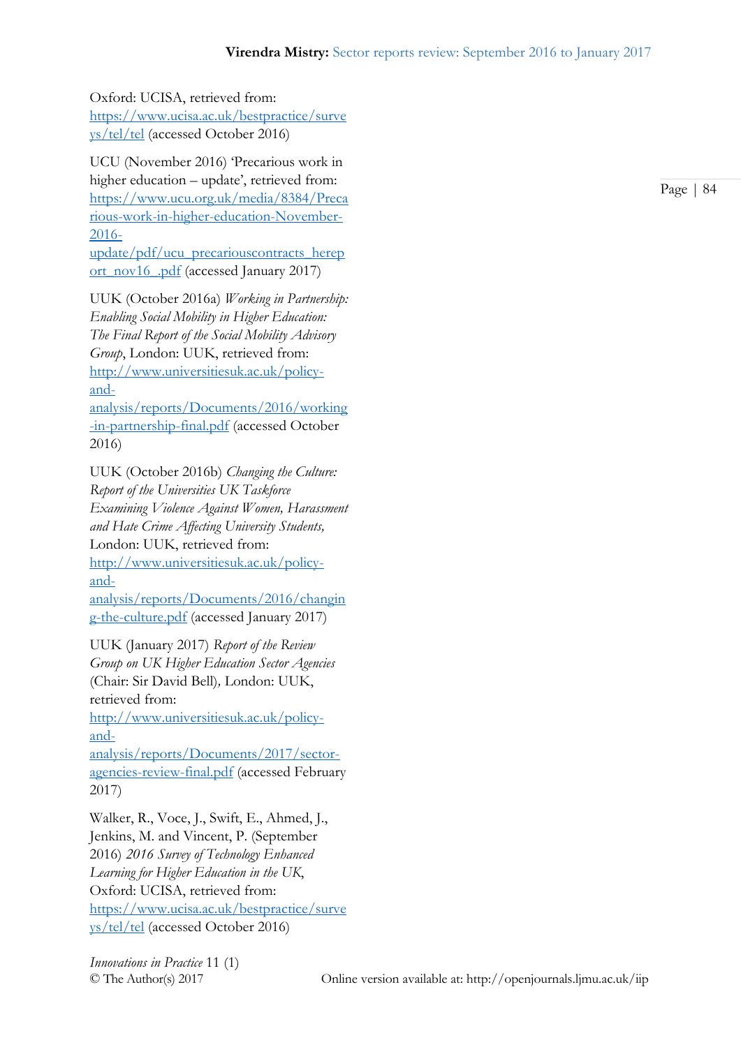Oxford: UCISA, retrieved from: https://www.ucisa.ac.uk/bestpractice/surveys/tel/tel (accessed October 2016)

UCU (November 2016) 'Precarious work in higher education – update', retrieved from: https://www.ucu.org.uk/media/8384/Precarious-work-in-higher-education-November-2016-update/pdf/ucu_precariouscontracts_hereport_nov16_.pdf (accessed January 2017)

UUK (October 2016a) *Working in Partnership: Enabling Social Mobility in Higher Education: The Final Report of the Social Mobility Advisory Group*, London: UUK, retrieved from: http://www.universitiesuk.ac.uk/policy-and-analysis/reports/Documents/2016/working-in-partnership-final.pdf (accessed October 2016)

UUK (October 2016b) *Changing the Culture: Report of the Universities UK Taskforce Examining Violence Against Women, Harassment and Hate Crime Affecting University Students,* London: UUK, retrieved from: http://www.universitiesuk.ac.uk/policy-and-analysis/reports/Documents/2016/changing-the-culture.pdf (accessed January 2017)

UUK (January 2017) *Report of the Review Group on UK Higher Education Sector Agencies* (Chair: Sir David Bell), London: UUK, retrieved from: http://www.universitiesuk.ac.uk/policy-and-analysis/reports/Documents/2017/sector-agencies-review-final.pdf (accessed February 2017)

Walker, R., Voce, J., Swift, E., Ahmed, J., Jenkins, M. and Vincent, P. (September 2016) *2016 Survey of Technology Enhanced Learning for Higher Education in the UK*, Oxford: UCISA, retrieved from: https://www.ucisa.ac.uk/bestpractice/surveys/tel/tel (accessed October 2016)